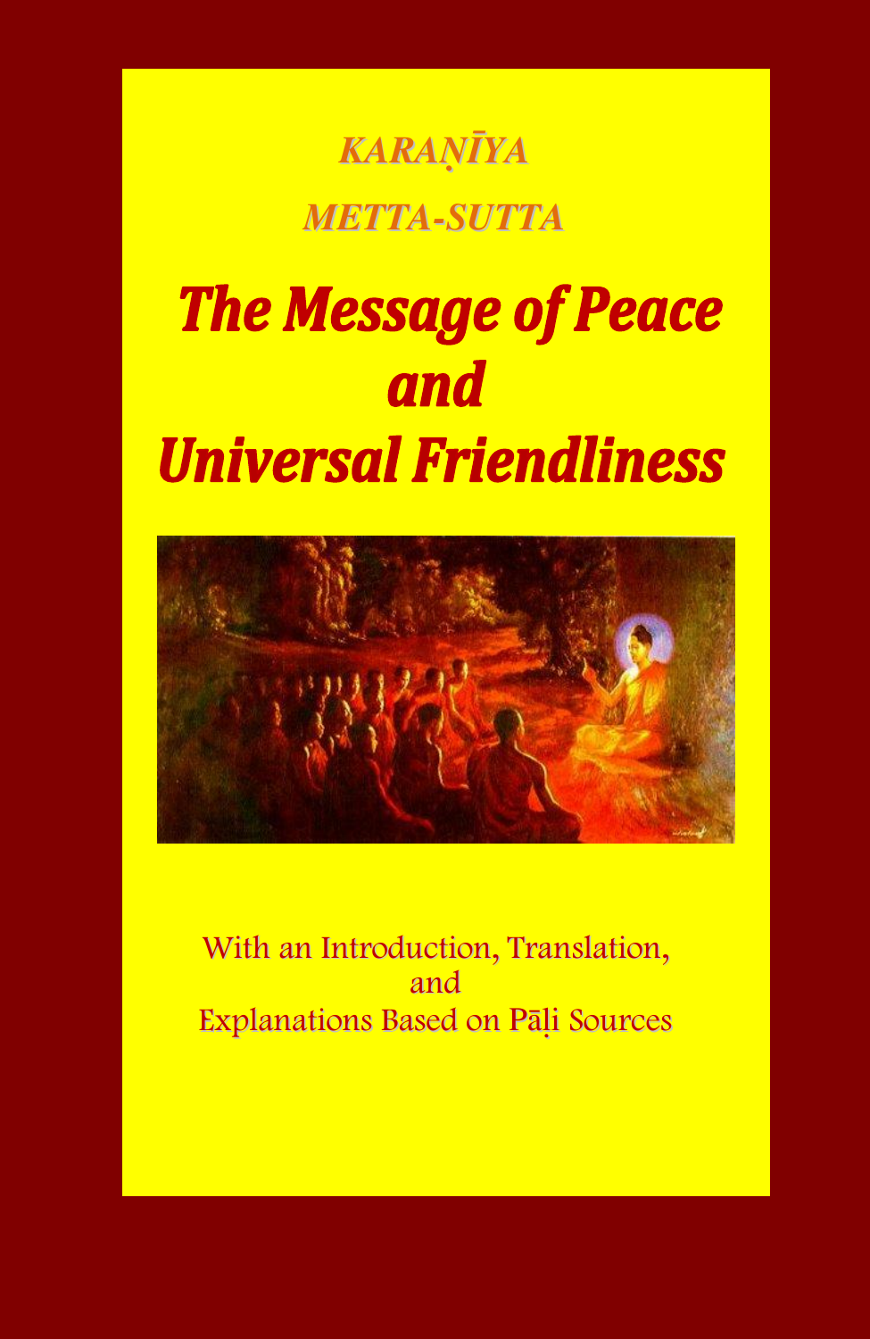# *KARAṆĪYA METTA-SUTTA*

# *The Message of Peace and Universal Friendliness*

With an Introduction, Translation, and Explanations Based on Pāḷi Sources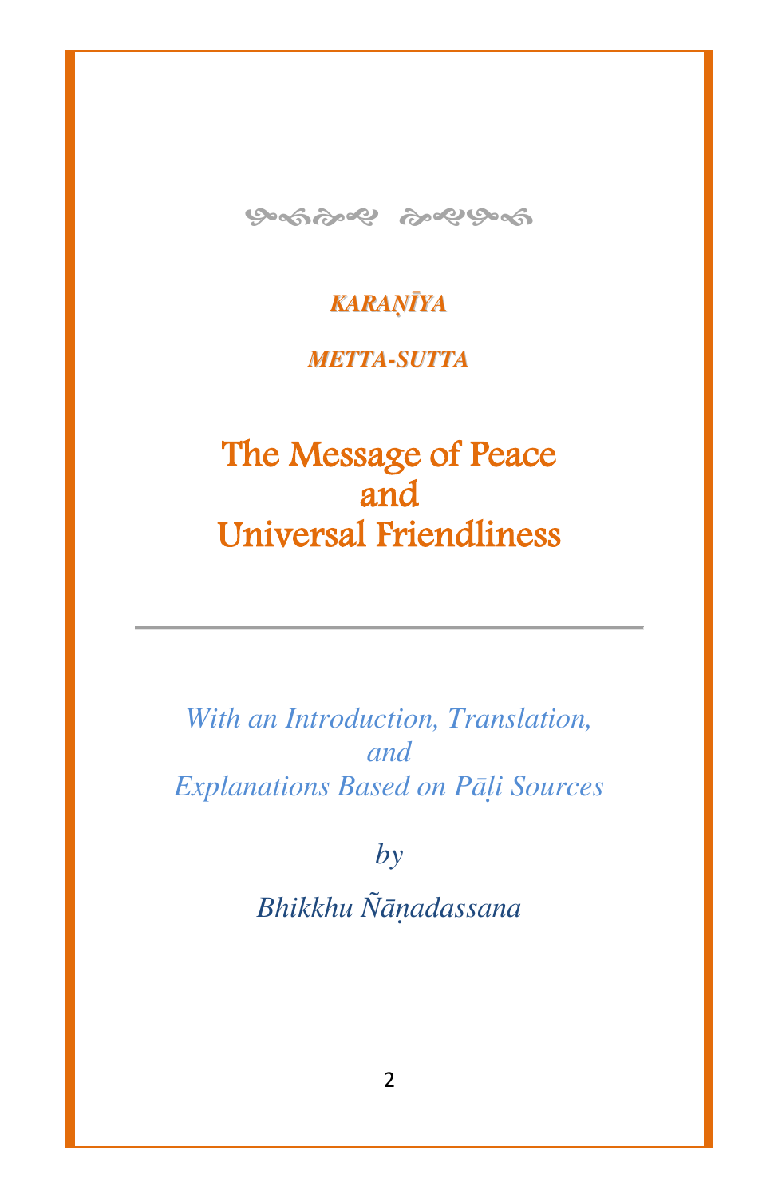***KARAṆĪYA***

***METTA-SUTTA***

# The Message of Peace and Universal Friendliness

---

*With an Introduction, Translation, and Explanations Based on Pāḷi Sources*

*by*

*Bhikkhu Ñāṇadassana*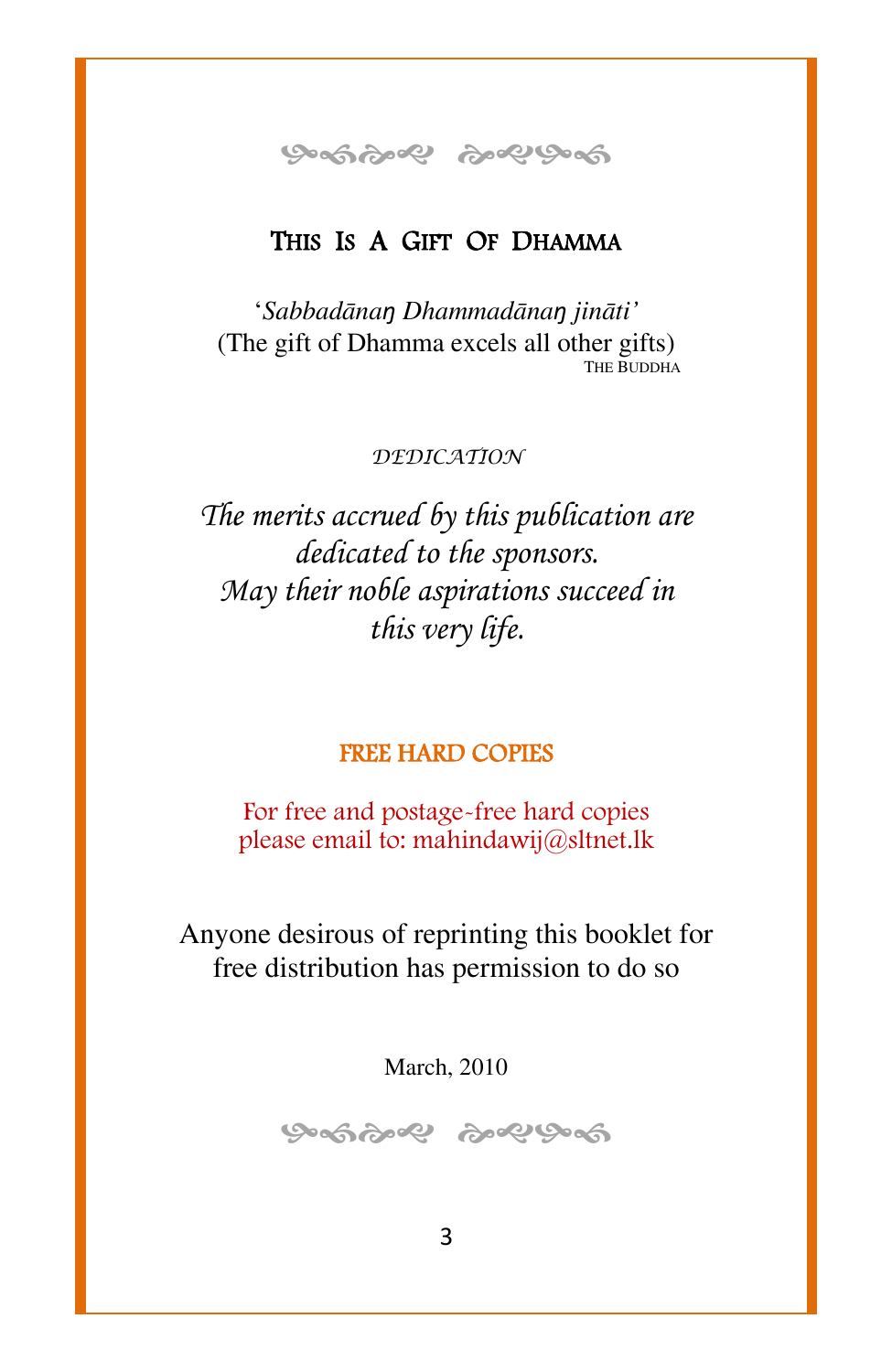## This Is A Gift Of Dhamma

'*Sabbadānaŋ Dhammadānaŋ jināti'*
(The gift of Dhamma excels all other gifts)
The Buddha

*DEDICATION*

*The merits accrued by this publication are dedicated to the sponsors. May their noble aspirations succeed in this very life.*

### FREE HARD COPIES

For free and postage-free hard copies please email to: mahindawij@sltnet.lk

Anyone desirous of reprinting this booklet for free distribution has permission to do so

March, 2010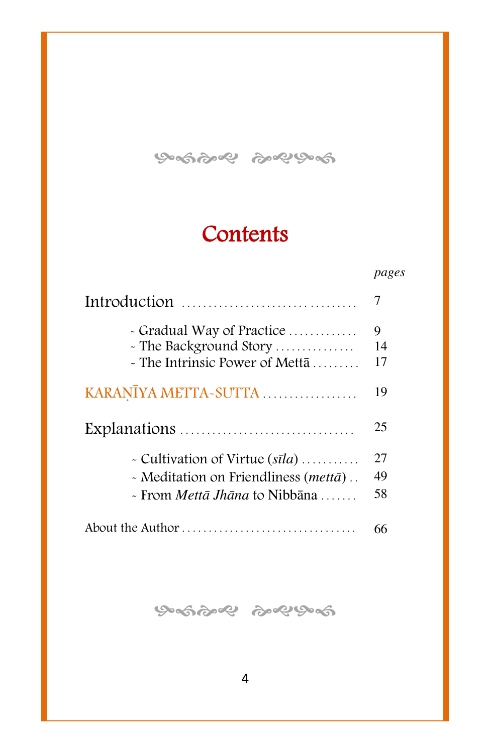# Contents

| | *pages* |
|---|---|
| Introduction | 7 |
| - Gradual Way of Practice | 9 |
| - The Background Story | 14 |
| - The Intrinsic Power of Mettā | 17 |
| KARAṆĪYA METTA-SUTTA | 19 |
| Explanations | 25 |
| - Cultivation of Virtue (*sīla*) | 27 |
| - Meditation on Friendliness (*mettā*) | 49 |
| - From *Mettā Jhāna* to Nibbāna | 58 |
| About the Author | 66 |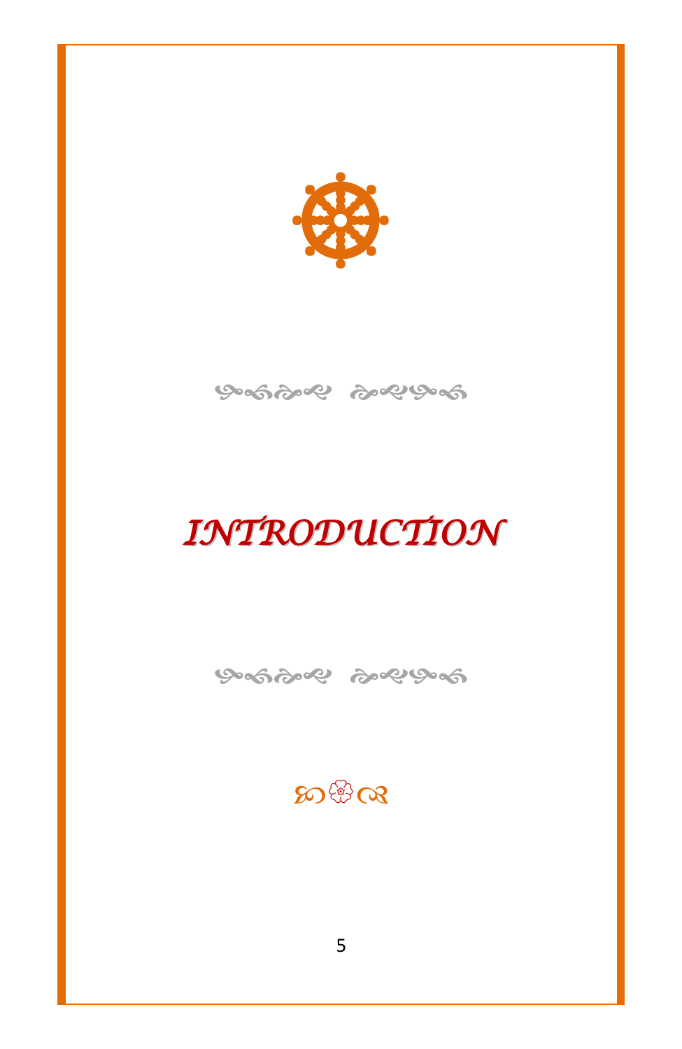# *INTRODUCTION*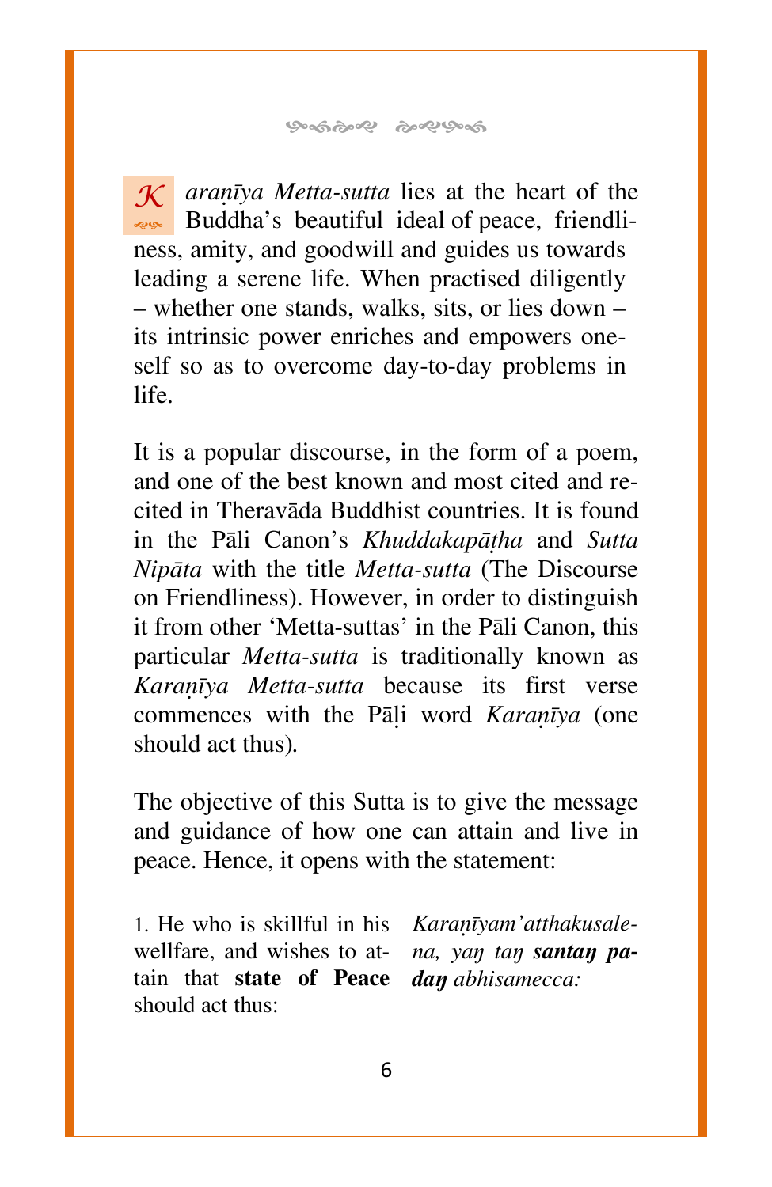*Karaṇīya Metta-sutta* lies at the heart of the Buddha's beautiful ideal of peace, friendliness, amity, and goodwill and guides us towards leading a serene life. When practised diligently – whether one stands, walks, sits, or lies down – its intrinsic power enriches and empowers oneself so as to overcome day-to-day problems in life.

It is a popular discourse, in the form of a poem, and one of the best known and most cited and recited in Theravāda Buddhist countries. It is found in the Pāli Canon's *Khuddakapāṭha* and *Sutta Nipāta* with the title *Metta-sutta* (The Discourse on Friendliness). However, in order to distinguish it from other 'Metta-suttas' in the Pāli Canon, this particular *Metta-sutta* is traditionally known as *Karaṇīya Metta-sutta* because its first verse commences with the Pāḷi word *Karaṇīya* (one should act thus).

The objective of this Sutta is to give the message and guidance of how one can attain and live in peace. Hence, it opens with the statement:

| | |
|---|---|
| 1. He who is skillful in his wellfare, and wishes to attain that **state of Peace** should act thus: | *Karaṇīyam'atthakusalena, yaŋ taŋ* ***santaŋ padaŋ*** *abhisamecca:* |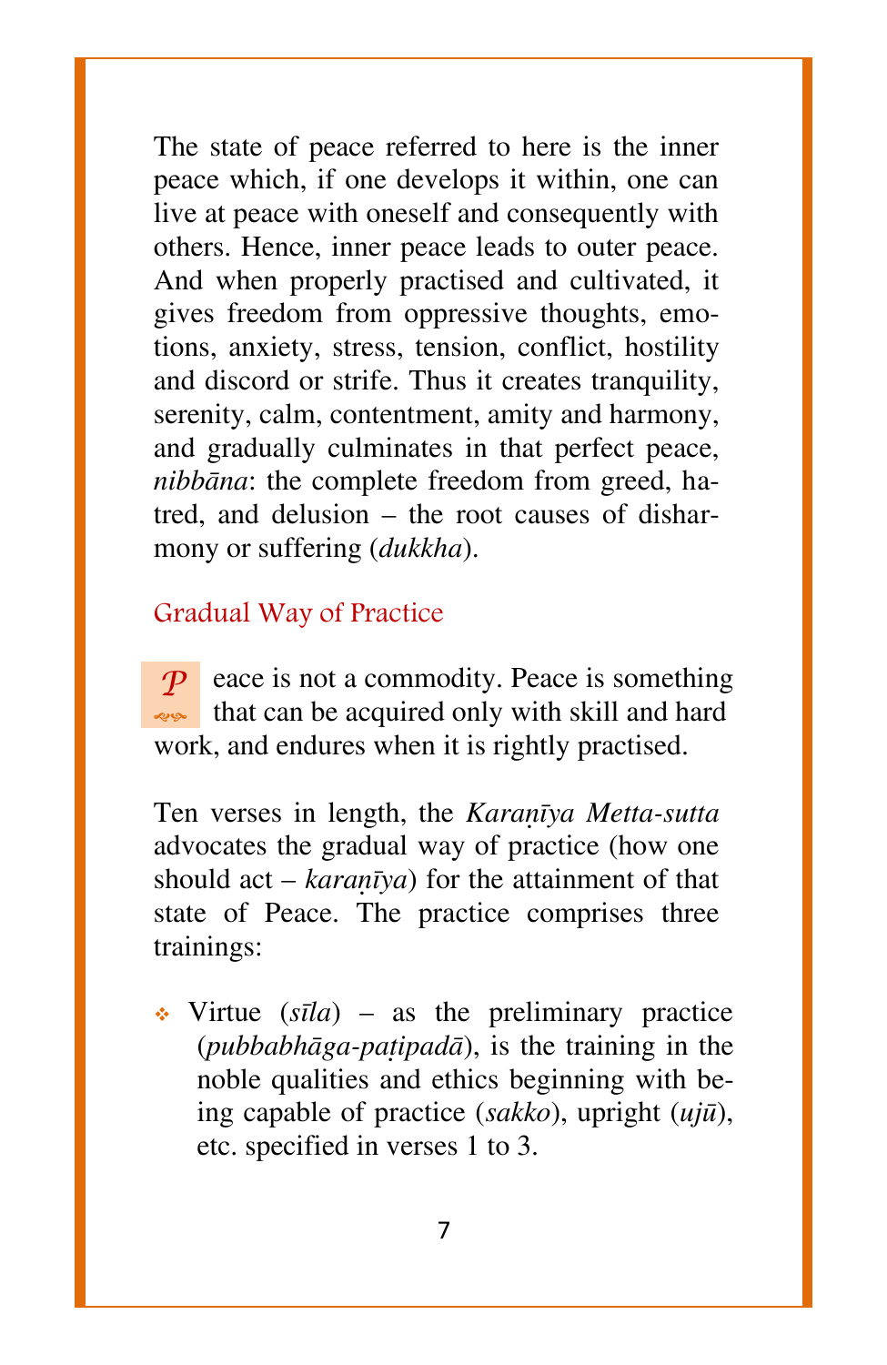The state of peace referred to here is the inner peace which, if one develops it within, one can live at peace with oneself and consequently with others. Hence, inner peace leads to outer peace. And when properly practised and cultivated, it gives freedom from oppressive thoughts, emotions, anxiety, stress, tension, conflict, hostility and discord or strife. Thus it creates tranquility, serenity, calm, contentment, amity and harmony, and gradually culminates in that perfect peace, *nibbāna*: the complete freedom from greed, hatred, and delusion – the root causes of disharmony or suffering (*dukkha*).

## Gradual Way of Practice

Peace is not a commodity. Peace is something that can be acquired only with skill and hard work, and endures when it is rightly practised.

Ten verses in length, the *Karaṇīya Metta-sutta* advocates the gradual way of practice (how one should act – *karaṇīya*) for the attainment of that state of Peace. The practice comprises three trainings:

- Virtue (*sīla*) – as the preliminary practice (*pubbabhāga-paṭipadā*), is the training in the noble qualities and ethics beginning with being capable of practice (*sakko*), upright (*ujū*), etc. specified in verses 1 to 3.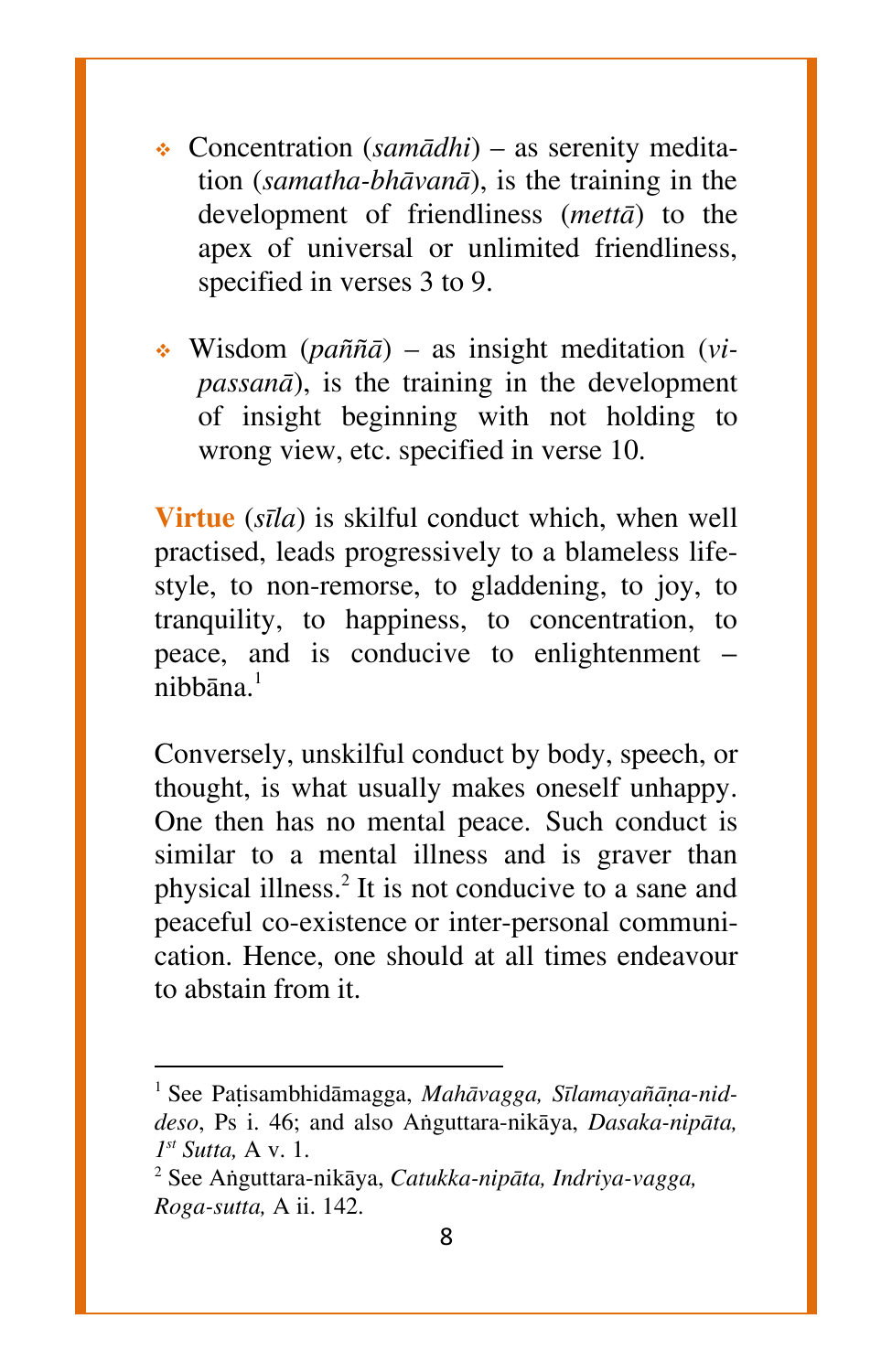- Concentration (*samādhi*) – as serenity meditation (*samatha-bhāvanā*), is the training in the development of friendliness (*mettā*) to the apex of universal or unlimited friendliness, specified in verses 3 to 9.

- Wisdom (*paññā*) – as insight meditation (*vipassanā*), is the training in the development of insight beginning with not holding to wrong view, etc. specified in verse 10.

**Virtue** (*sīla*) is skilful conduct which, when well practised, leads progressively to a blameless lifestyle, to non-remorse, to gladdening, to joy, to tranquility, to happiness, to concentration, to peace, and is conducive to enlightenment – nibbāna.[1]

Conversely, unskilful conduct by body, speech, or thought, is what usually makes oneself unhappy. One then has no mental peace. Such conduct is similar to a mental illness and is graver than physical illness.[2] It is not conducive to a sane and peaceful co-existence or inter-personal communication. Hence, one should at all times endeavour to abstain from it.

---

[1] See Paṭisambhidāmagga, *Mahāvagga, Sīlamayañāṇa-niddeso*, Ps i. 46; and also Aṅguttara-nikāya, *Dasaka-nipāta, 1st Sutta,* A v. 1.

[2] See Aṅguttara-nikāya, *Catukka-nipāta, Indriya-vagga, Roga-sutta,* A ii. 142.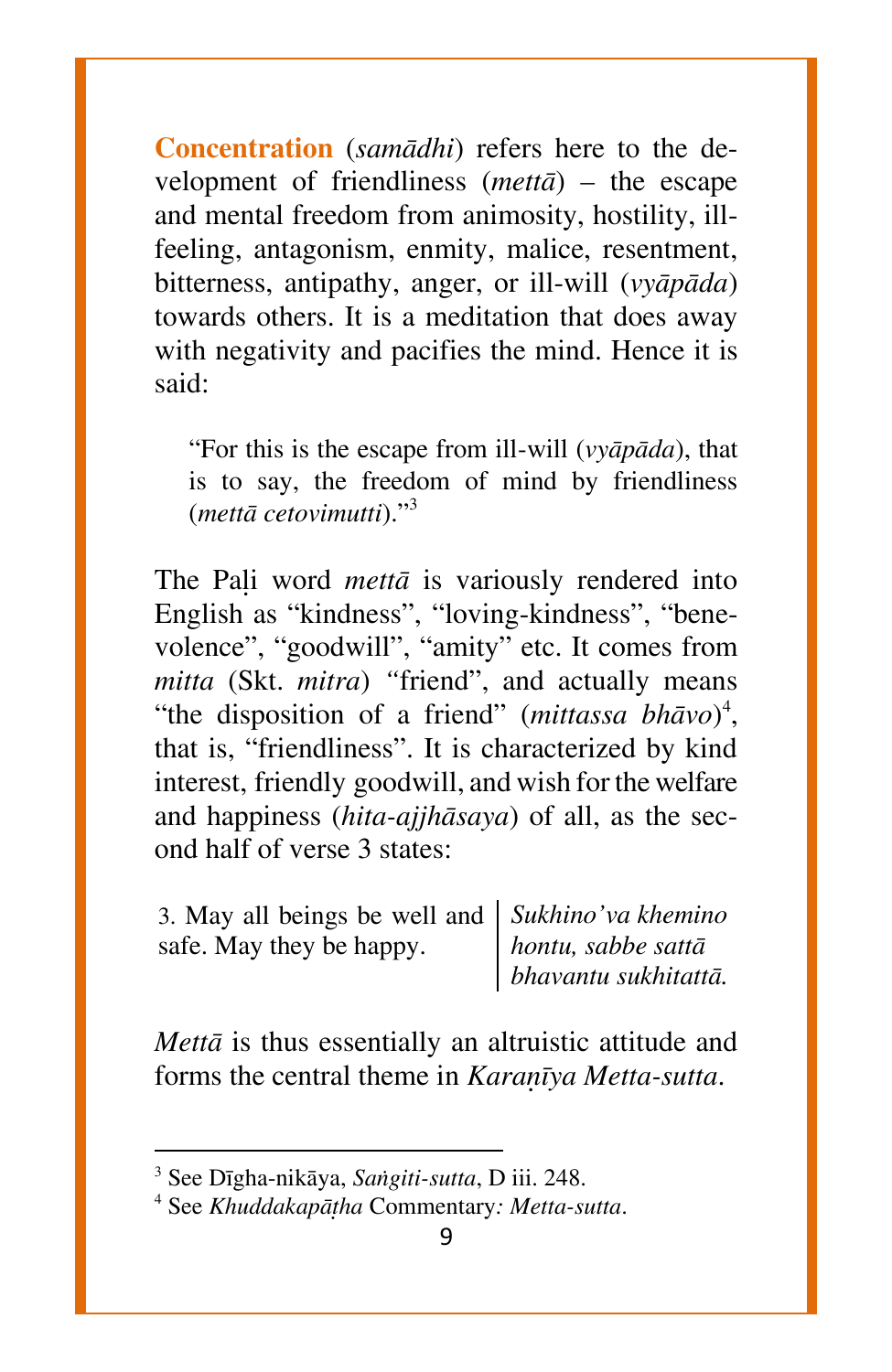**Concentration** (*samādhi*) refers here to the development of friendliness (*mettā*) – the escape and mental freedom from animosity, hostility, ill-feeling, antagonism, enmity, malice, resentment, bitterness, antipathy, anger, or ill-will (*vyāpāda*) towards others. It is a meditation that does away with negativity and pacifies the mind. Hence it is said:

> "For this is the escape from ill-will (*vyāpāda*), that is to say, the freedom of mind by friendliness (*mettā cetovimutti*)."[3]

The Paḷi word *mettā* is variously rendered into English as "kindness", "loving-kindness", "benevolence", "goodwill", "amity" etc. It comes from *mitta* (Skt. *mitra*) "friend", and actually means "the disposition of a friend" (*mittassa bhāvo*)[4], that is, "friendliness". It is characterized by kind interest, friendly goodwill, and wish for the welfare and happiness (*hita-ajjhāsaya*) of all, as the second half of verse 3 states:

| | |
|---|---|
| 3. May all beings be well and safe. May they be happy. | *Sukhino'va khemino hontu, sabbe sattā bhavantu sukhitattā.* |

*Mettā* is thus essentially an altruistic attitude and forms the central theme in *Karaṇīya Metta-sutta*.

---

[3] See Dīgha-nikāya, *Saṅgiti-sutta*, D iii. 248.

[4] See *Khuddakapāṭha* Commentary*: Metta-sutta*.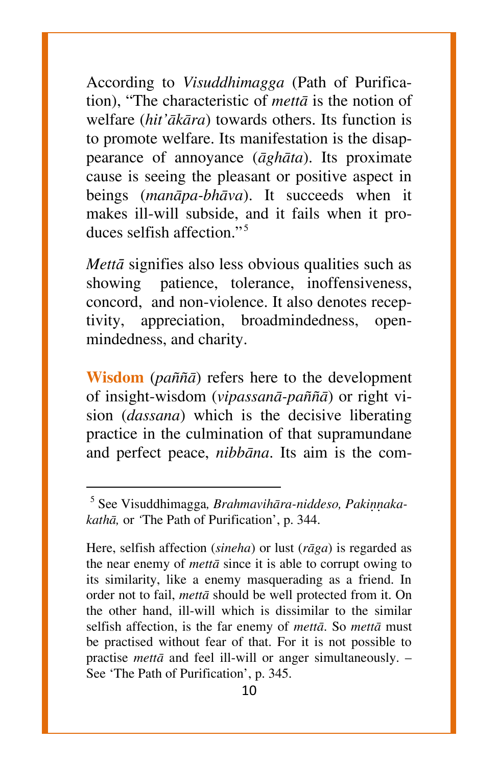According to *Visuddhimagga* (Path of Purification), "The characteristic of *mettā* is the notion of welfare (*hit'ākāra*) towards others. Its function is to promote welfare. Its manifestation is the disappearance of annoyance (*āghāta*). Its proximate cause is seeing the pleasant or positive aspect in beings (*manāpa-bhāva*). It succeeds when it makes ill-will subside, and it fails when it produces selfish affection."[5]

*Mettā* signifies also less obvious qualities such as showing patience, tolerance, inoffensiveness, concord, and non-violence. It also denotes receptivity, appreciation, broadmindedness, openmindedness, and charity.

**Wisdom** (*paññā*) refers here to the development of insight-wisdom (*vipassanā-paññā*) or right vision (*dassana*) which is the decisive liberating practice in the culmination of that supramundane and perfect peace, *nibbāna*. Its aim is the com-

---

[5] See Visuddhimagga*, Brahmavihāra-niddeso, Pakiṇṇaka-kathā,* or 'The Path of Purification', p. 344.

Here, selfish affection (*sineha*) or lust (*rāga*) is regarded as the near enemy of *mettā* since it is able to corrupt owing to its similarity, like a enemy masquerading as a friend. In order not to fail, *mettā* should be well protected from it. On the other hand, ill-will which is dissimilar to the similar selfish affection, is the far enemy of *mettā*. So *mettā* must be practised without fear of that. For it is not possible to practise *mettā* and feel ill-will or anger simultaneously. – See 'The Path of Purification', p. 345.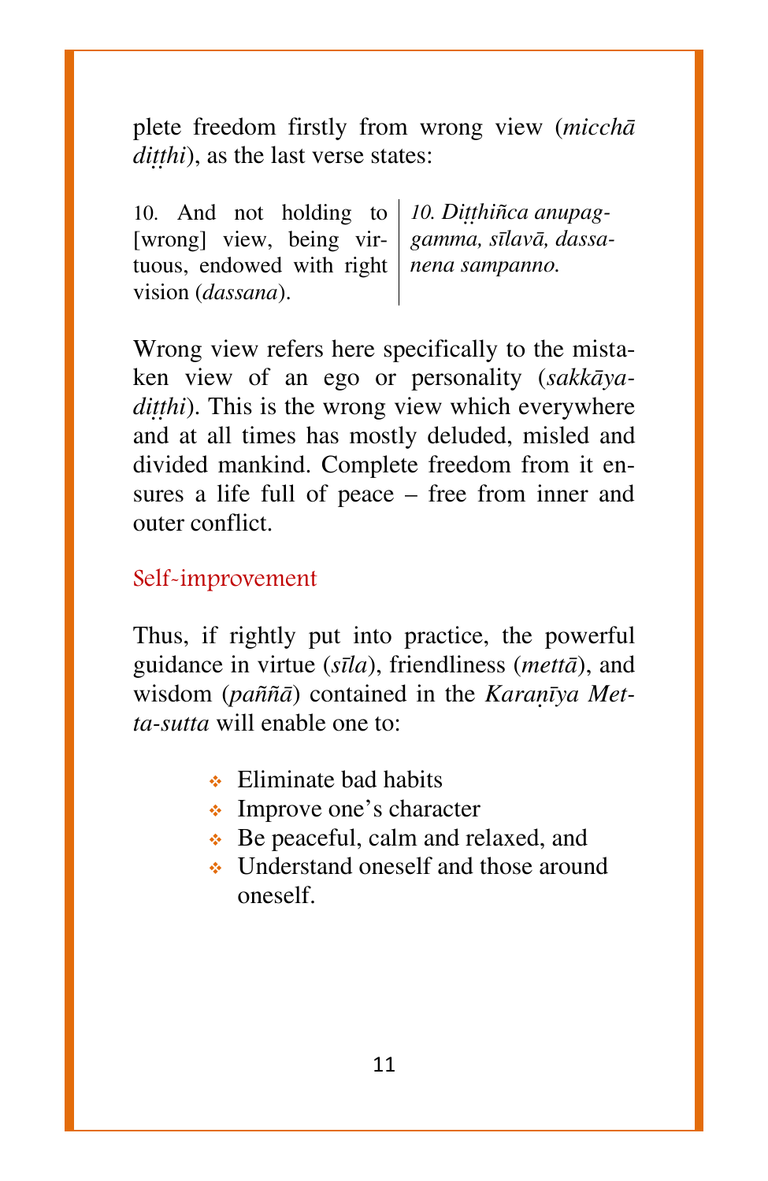plete freedom firstly from wrong view (*micchā diṭṭhi*), as the last verse states:

| | |
|---|---|
| 10. And not holding to [wrong] view, being virtuous, endowed with right vision (*dassana*). | *10. Diṭṭhiñca anupaggamma, sīlavā, dassanena sampanno.* |

Wrong view refers here specifically to the mistaken view of an ego or personality (*sakkāya-diṭṭhi*). This is the wrong view which everywhere and at all times has mostly deluded, misled and divided mankind. Complete freedom from it ensures a life full of peace – free from inner and outer conflict.

## Self-improvement

Thus, if rightly put into practice, the powerful guidance in virtue (*sīla*), friendliness (*mettā*), and wisdom (*paññā*) contained in the *Karaṇīya Metta-sutta* will enable one to:

- Eliminate bad habits
- Improve one's character
- Be peaceful, calm and relaxed, and
- Understand oneself and those around oneself.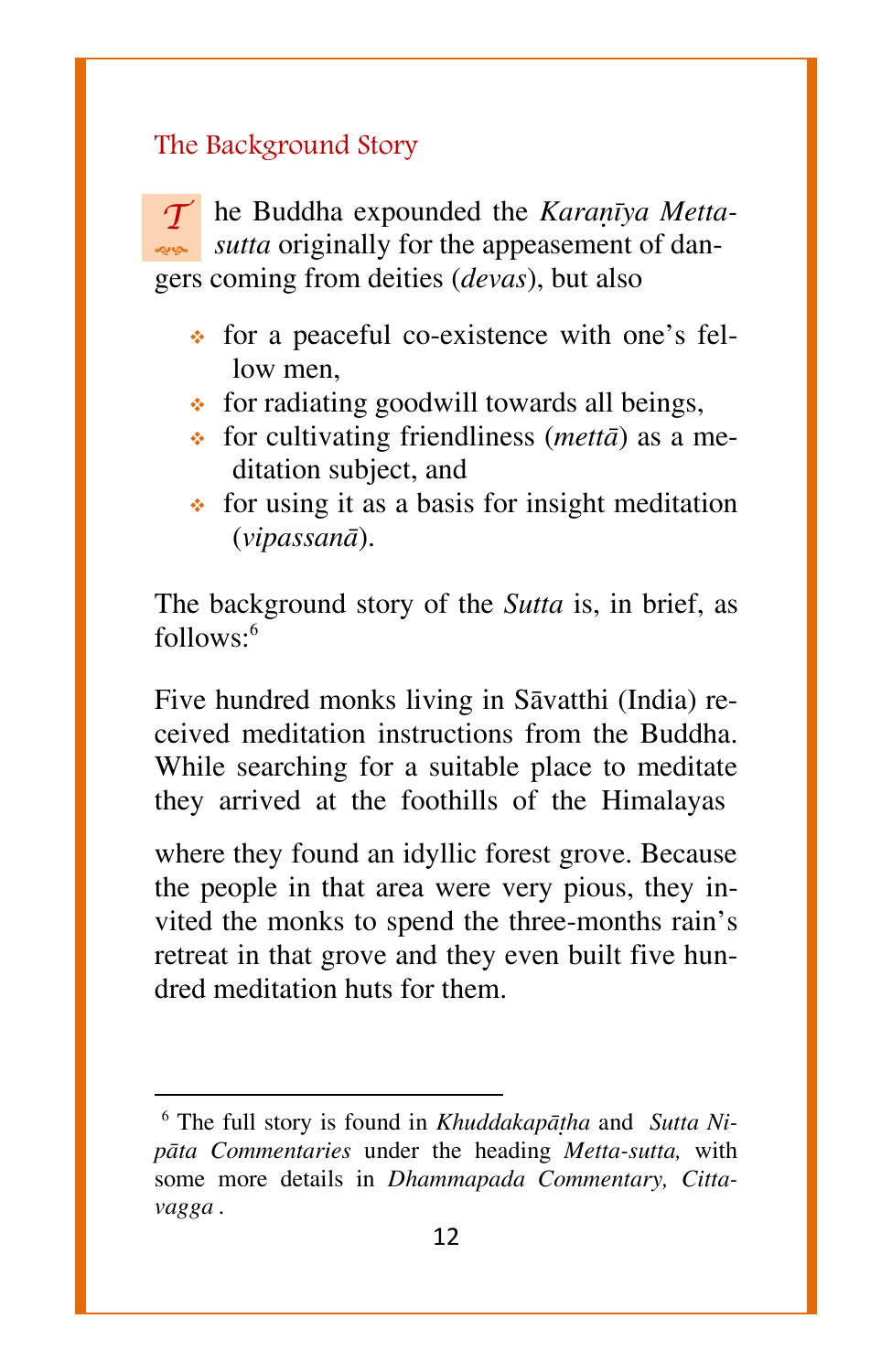## The Background Story

The Buddha expounded the *Karaṇīya Metta-sutta* originally for the appeasement of dangers coming from deities (*devas*), but also

- for a peaceful co-existence with one's fellow men,
- for radiating goodwill towards all beings,
- for cultivating friendliness (*mettā*) as a meditation subject, and
- for using it as a basis for insight meditation (*vipassanā*).

The background story of the *Sutta* is, in brief, as follows:[6]

Five hundred monks living in Sāvatthi (India) received meditation instructions from the Buddha. While searching for a suitable place to meditate they arrived at the foothills of the Himalayas

where they found an idyllic forest grove. Because the people in that area were very pious, they invited the monks to spend the three-months rain's retreat in that grove and they even built five hundred meditation huts for them.

---

[6] The full story is found in *Khuddakapāṭha* and *Sutta Nipāta Commentaries* under the heading *Metta-sutta,* with some more details in *Dhammapada Commentary, Citta-vagga* .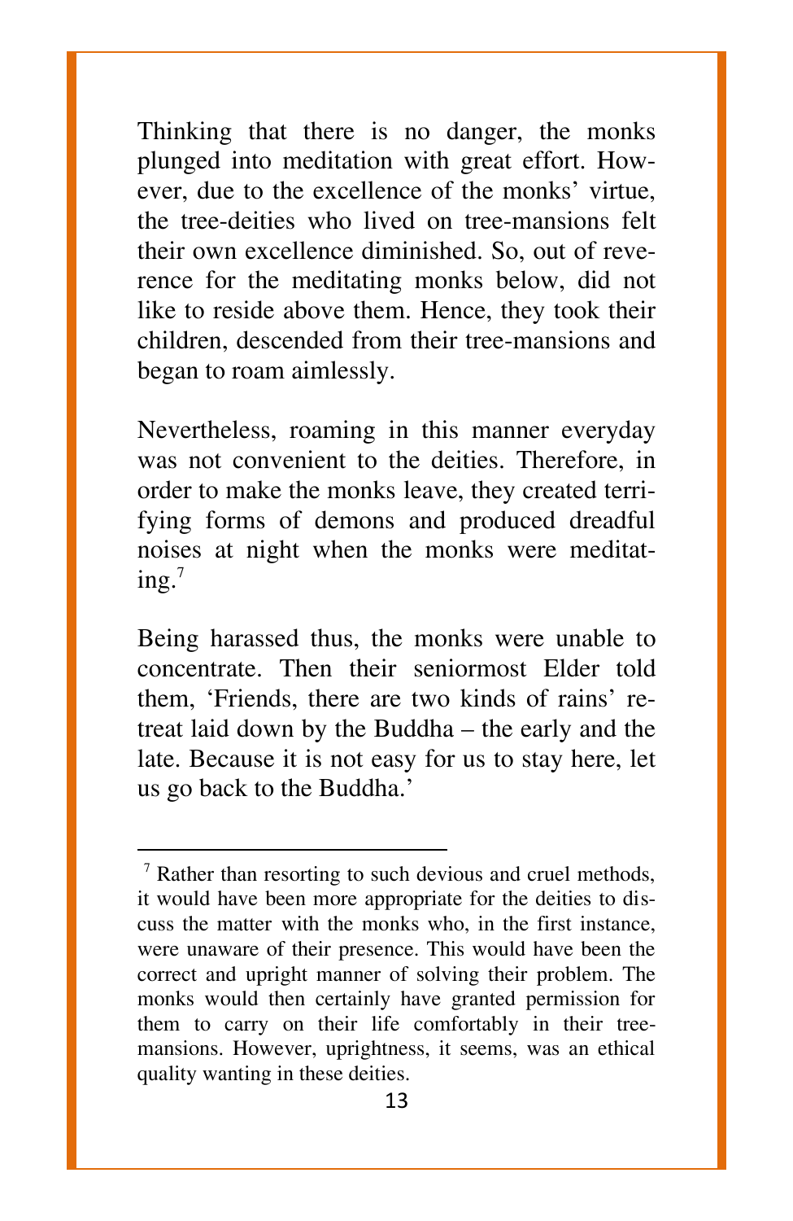Thinking that there is no danger, the monks plunged into meditation with great effort. However, due to the excellence of the monks' virtue, the tree-deities who lived on tree-mansions felt their own excellence diminished. So, out of reverence for the meditating monks below, did not like to reside above them. Hence, they took their children, descended from their tree-mansions and began to roam aimlessly.

Nevertheless, roaming in this manner everyday was not convenient to the deities. Therefore, in order to make the monks leave, they created terrifying forms of demons and produced dreadful noises at night when the monks were meditating.[7]

Being harassed thus, the monks were unable to concentrate. Then their seniormost Elder told them, 'Friends, there are two kinds of rains' retreat laid down by the Buddha – the early and the late. Because it is not easy for us to stay here, let us go back to the Buddha.'

---

[7] Rather than resorting to such devious and cruel methods, it would have been more appropriate for the deities to discuss the matter with the monks who, in the first instance, were unaware of their presence. This would have been the correct and upright manner of solving their problem. The monks would then certainly have granted permission for them to carry on their life comfortably in their tree-mansions. However, uprightness, it seems, was an ethical quality wanting in these deities.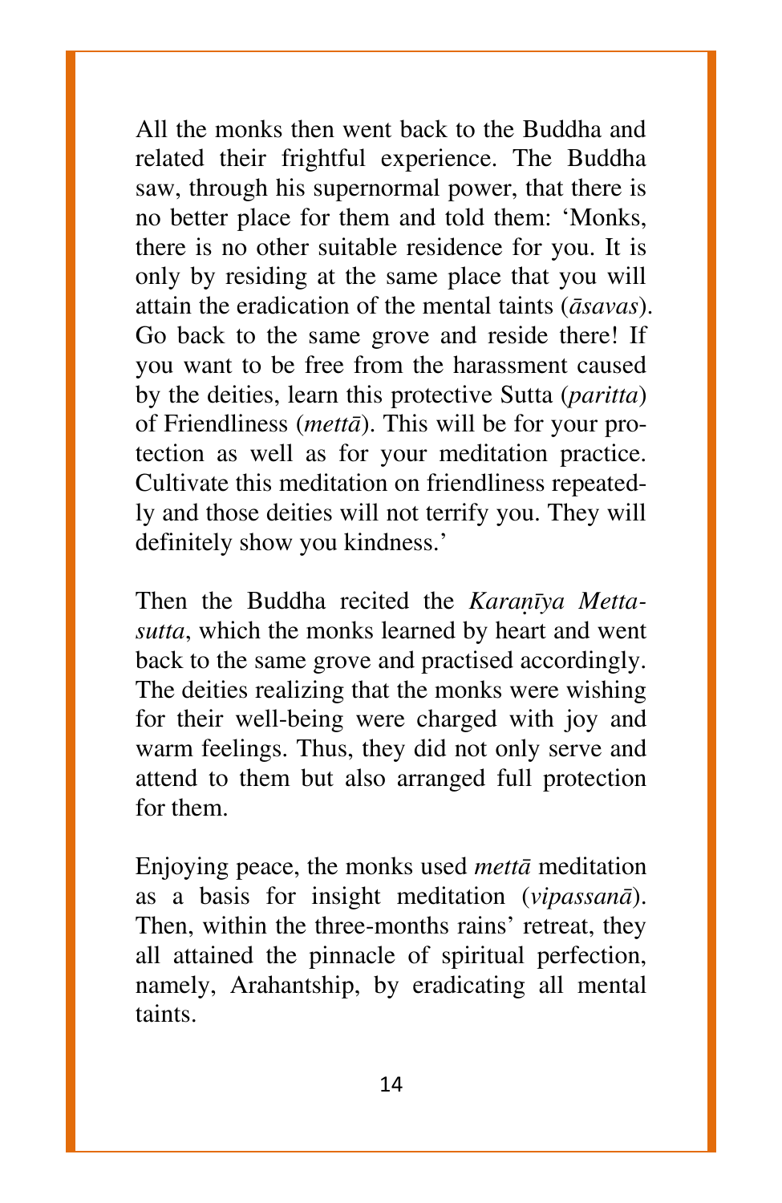All the monks then went back to the Buddha and related their frightful experience. The Buddha saw, through his supernormal power, that there is no better place for them and told them: ‘Monks, there is no other suitable residence for you. It is only by residing at the same place that you will attain the eradication of the mental taints (*āsavas*). Go back to the same grove and reside there! If you want to be free from the harassment caused by the deities, learn this protective Sutta (*paritta*) of Friendliness (*mettā*). This will be for your protection as well as for your meditation practice. Cultivate this meditation on friendliness repeatedly and those deities will not terrify you. They will definitely show you kindness.’

Then the Buddha recited the *Karaṇīya Mettasutta*, which the monks learned by heart and went back to the same grove and practised accordingly. The deities realizing that the monks were wishing for their well-being were charged with joy and warm feelings. Thus, they did not only serve and attend to them but also arranged full protection for them.

Enjoying peace, the monks used *mettā* meditation as a basis for insight meditation (*vipassanā*). Then, within the three-months rains’ retreat, they all attained the pinnacle of spiritual perfection, namely, Arahantship, by eradicating all mental taints.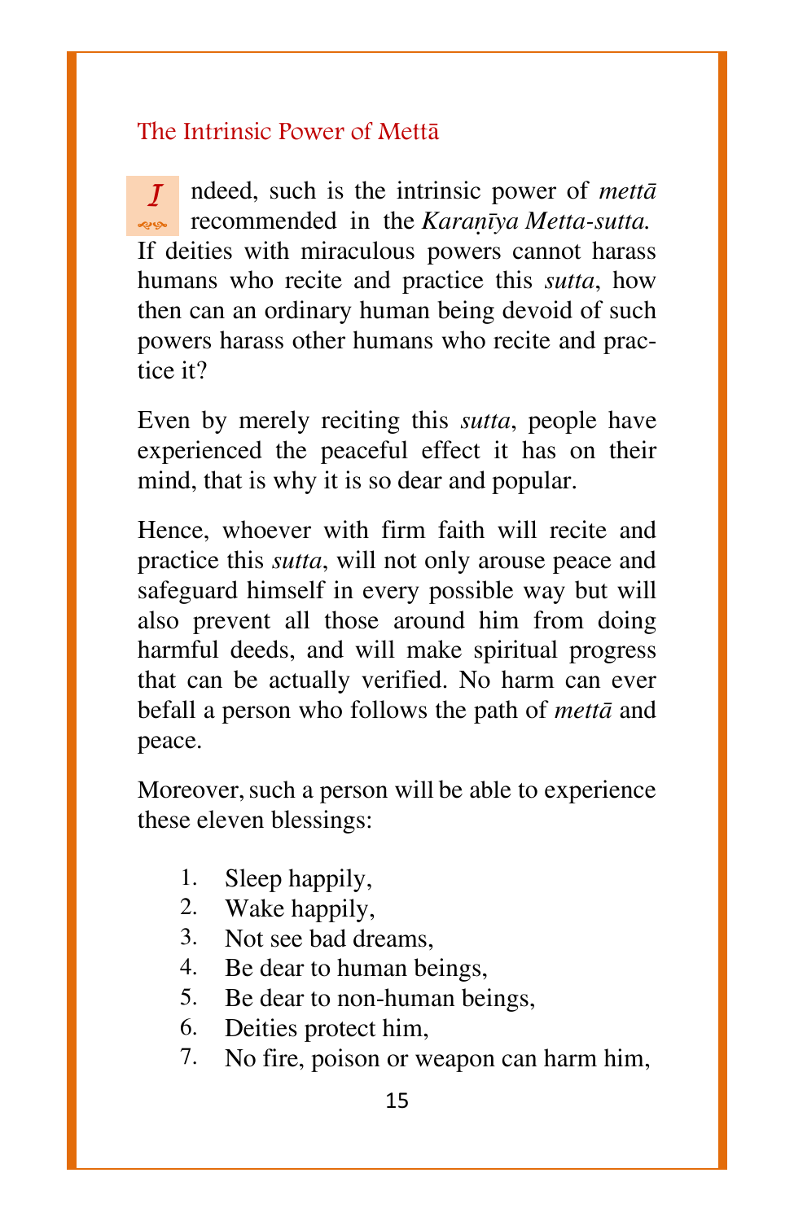## The Intrinsic Power of Mettā

Indeed, such is the intrinsic power of *mettā* recommended in the *Karaṇīya Metta-sutta.* If deities with miraculous powers cannot harass humans who recite and practice this *sutta*, how then can an ordinary human being devoid of such powers harass other humans who recite and practice it?

Even by merely reciting this *sutta*, people have experienced the peaceful effect it has on their mind, that is why it is so dear and popular.

Hence, whoever with firm faith will recite and practice this *sutta*, will not only arouse peace and safeguard himself in every possible way but will also prevent all those around him from doing harmful deeds, and will make spiritual progress that can be actually verified. No harm can ever befall a person who follows the path of *mettā* and peace.

Moreover, such a person will be able to experience these eleven blessings:

1. Sleep happily,
2. Wake happily,
3. Not see bad dreams,
4. Be dear to human beings,
5. Be dear to non-human beings,
6. Deities protect him,
7. No fire, poison or weapon can harm him,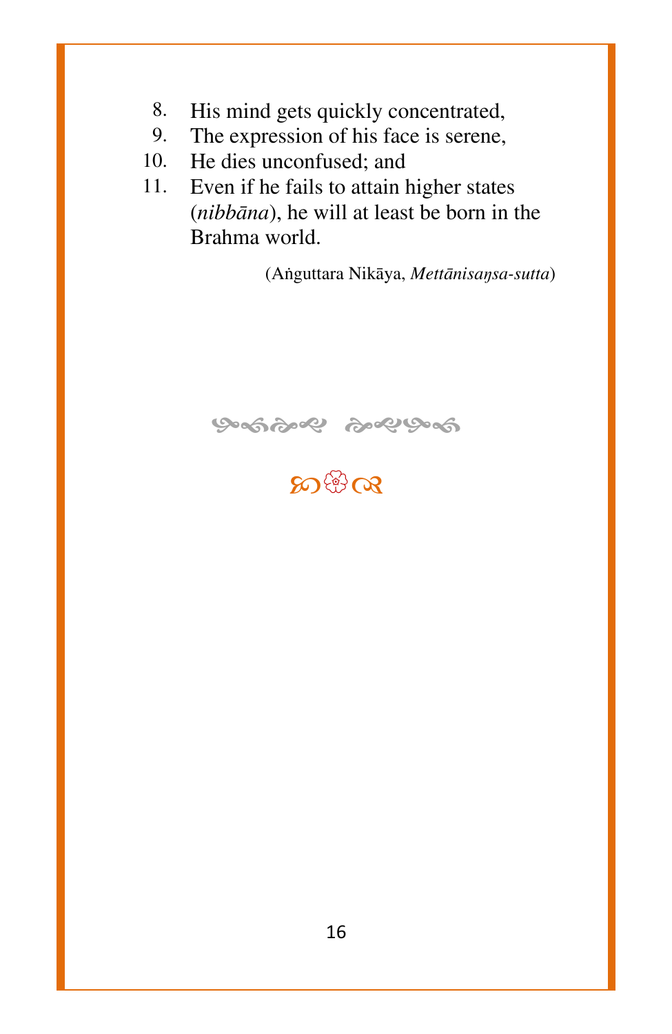8. His mind gets quickly concentrated,
9. The expression of his face is serene,
10. He dies unconfused; and
11. Even if he fails to attain higher states (*nibbāna*), he will at least be born in the Brahma world.

(Aṅguttara Nikāya, *Mettānisaŋsa-sutta*)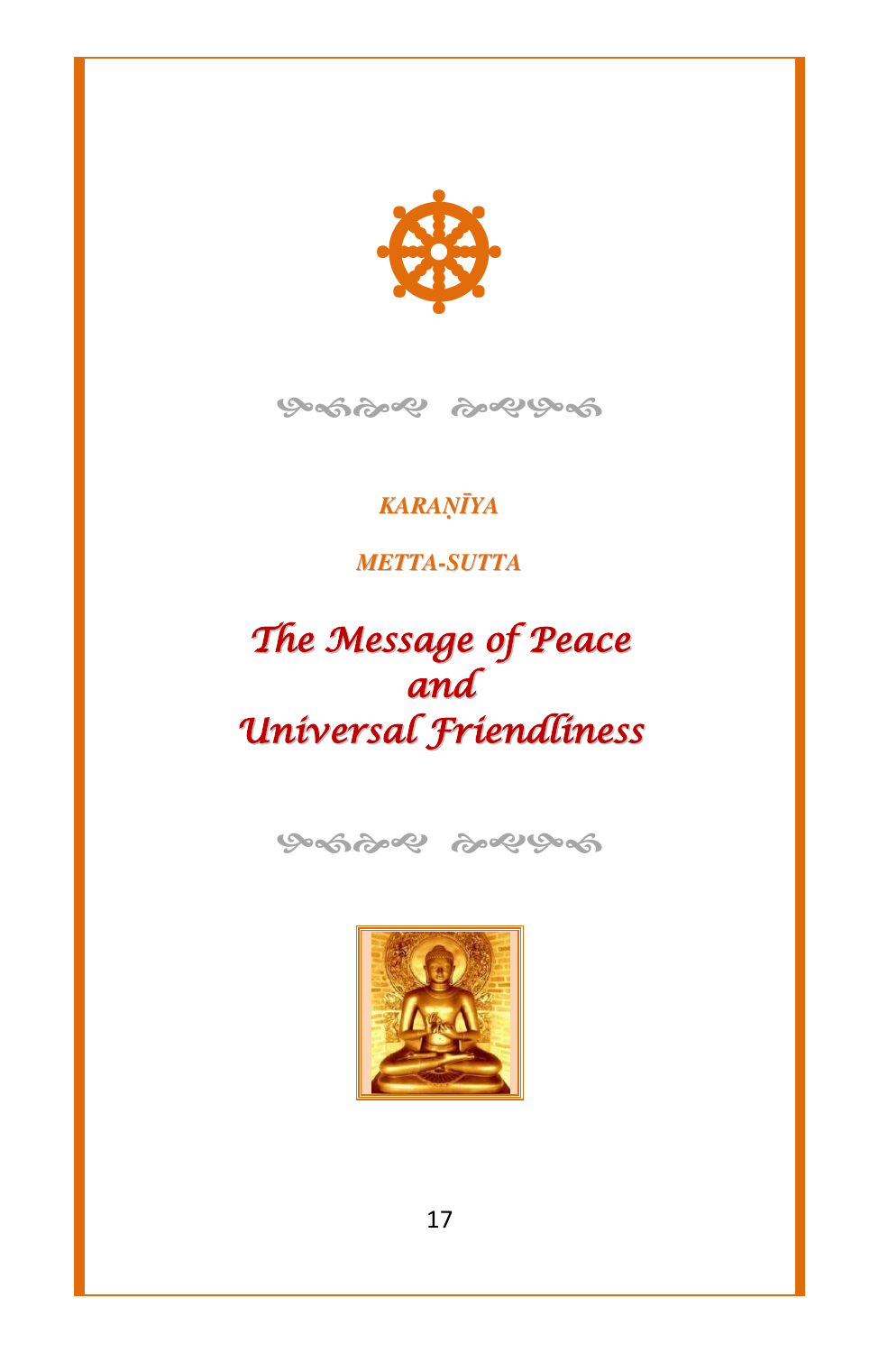*KARAṆĪYA*

*METTA-SUTTA*

# *The Message of Peace and Universal Friendliness*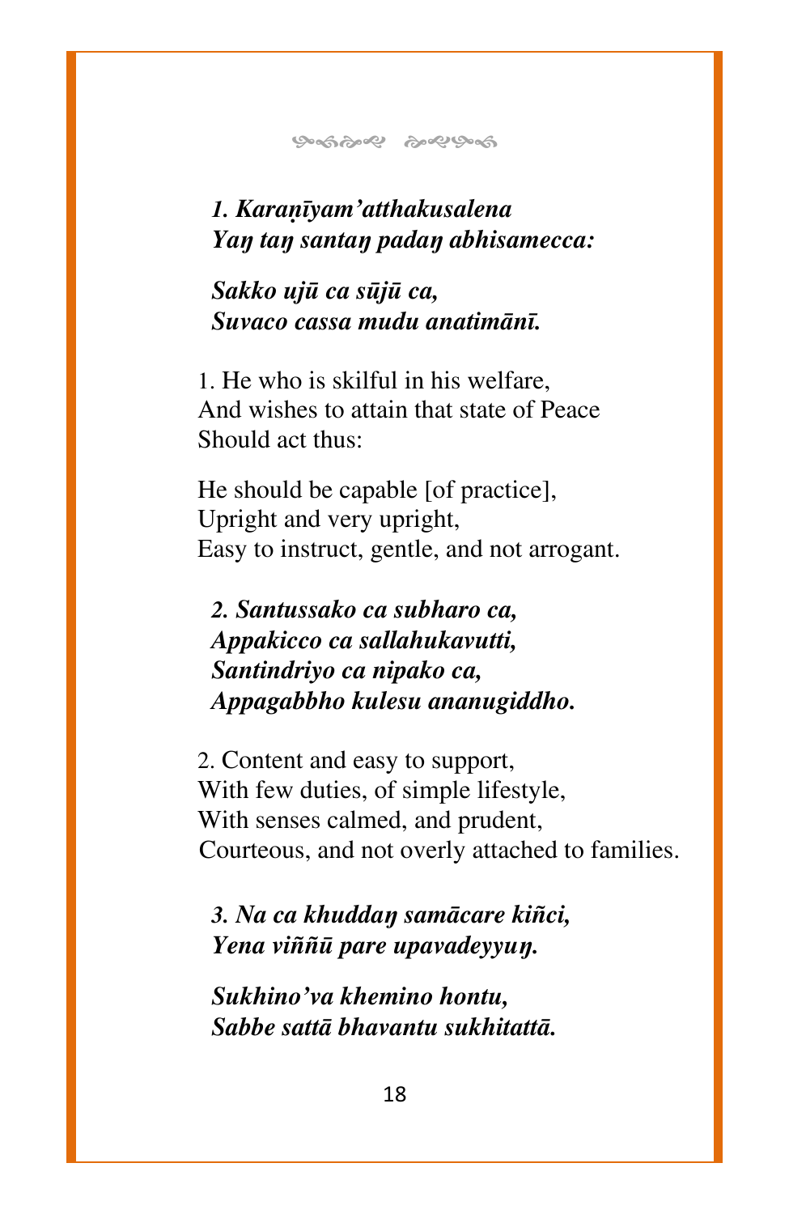***1. Karaṇīyam'atthakusalena***
***Yaŋ taŋ santaŋ padaŋ abhisamecca:***

***Sakko ujū ca sūjū ca,***
***Suvaco cassa mudu anatimānī.***

1. He who is skilful in his welfare,
And wishes to attain that state of Peace
Should act thus:

He should be capable [of practice],
Upright and very upright,
Easy to instruct, gentle, and not arrogant.

***2. Santussako ca subharo ca,***
***Appakicco ca sallahukavutti,***
***Santindriyo ca nipako ca,***
***Appagabbho kulesu ananugiddho.***

2. Content and easy to support,
With few duties, of simple lifestyle,
With senses calmed, and prudent,
Courteous, and not overly attached to families.

***3. Na ca khuddaŋ samācare kiñci,***
***Yena viññū pare upavadeyyuŋ.***

***Sukhino'va khemino hontu,***
***Sabbe sattā bhavantu sukhitattā.***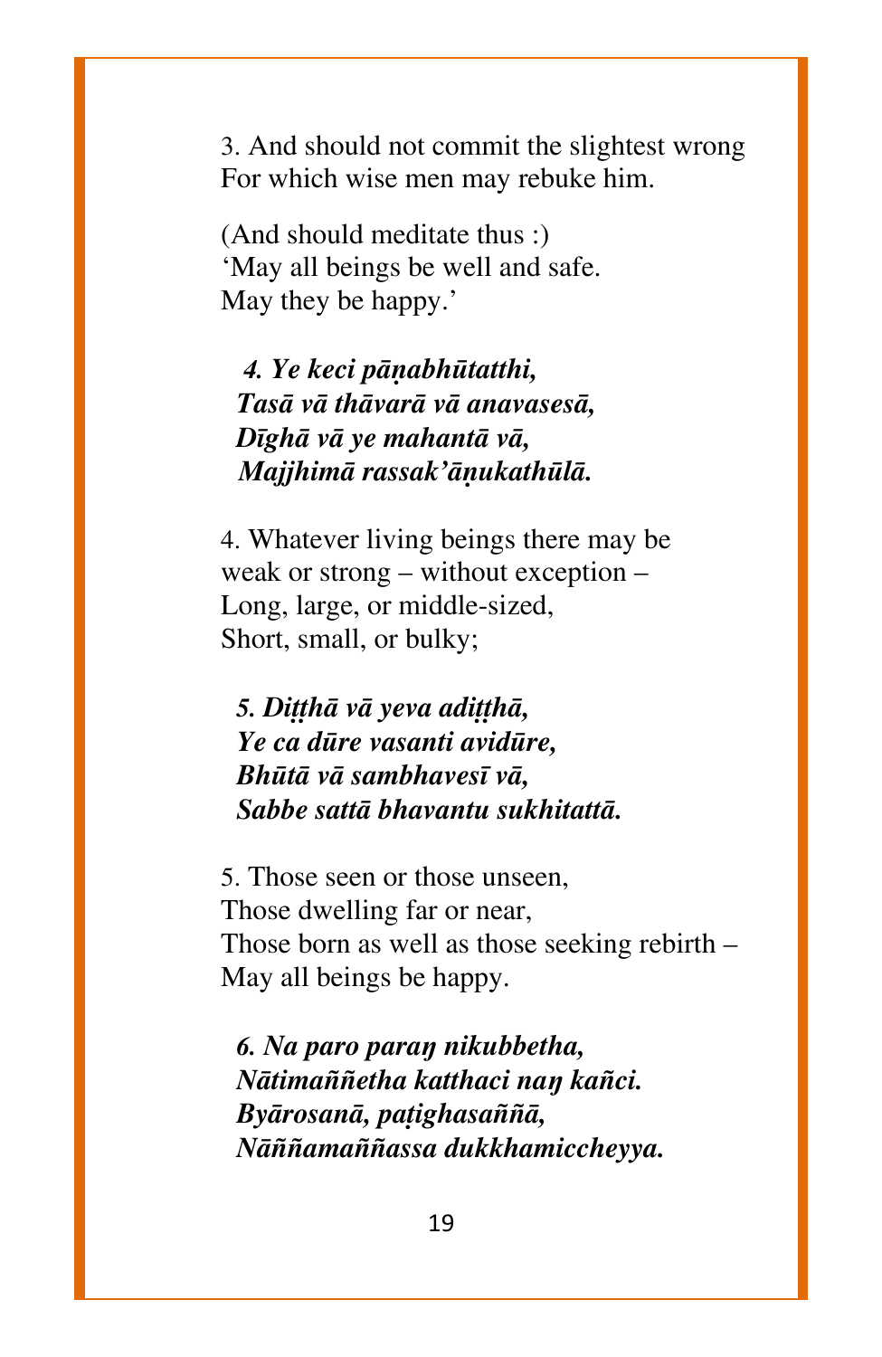3. And should not commit the slightest wrong
For which wise men may rebuke him.

(And should meditate thus :)
'May all beings be well and safe.
May they be happy.'

***4. Ye keci pāṇabhūtatthi,***
***Tasā vā thāvarā vā anavasesā,***
***Dīghā vā ye mahantā vā,***
***Majjhimā rassak'āṇukathūlā.***

4. Whatever living beings there may be
weak or strong – without exception –
Long, large, or middle-sized,
Short, small, or bulky;

***5. Diṭṭhā vā yeva adiṭṭhā,***
***Ye ca dūre vasanti avidūre,***
***Bhūtā vā sambhavesī vā,***
***Sabbe sattā bhavantu sukhitattā.***

5. Those seen or those unseen,
Those dwelling far or near,
Those born as well as those seeking rebirth –
May all beings be happy.

***6. Na paro paraŋ nikubbetha,***
***Nātimaññetha katthaci naŋ kañci.***
***Byārosanā, paṭighasaññā,***
***Nāññamaññassa dukkhamiccheyya.***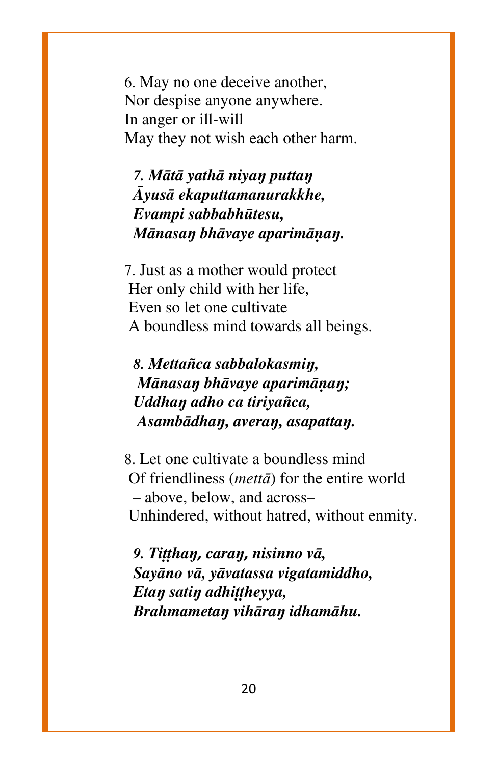6. May no one deceive another,  
Nor despise anyone anywhere.  
In anger or ill-will  
May they not wish each other harm.

***7. Mātā yathā niyaŋ puttaŋ***  
***Āyusā ekaputtamanurakkhe,***  
***Evampi sabbabhūtesu,***  
***Mānasaŋ bhāvaye aparimāṇaŋ.***

7. Just as a mother would protect  
Her only child with her life,  
Even so let one cultivate  
A boundless mind towards all beings.

***8. Mettañca sabbalokasmiŋ,***  
***Mānasaŋ bhāvaye aparimāṇaŋ;***  
***Uddhaŋ adho ca tiriyañca,***  
***Asambādhaŋ, averaŋ, asapattaŋ.***

8. Let one cultivate a boundless mind  
Of friendliness (*mettā*) for the entire world  
– above, below, and across–  
Unhindered, without hatred, without enmity.

***9. Tiṭṭhaŋ, caraŋ, nisinno vā,***  
***Sayāno vā, yāvatassa vigatamiddho,***  
***Etaŋ satiŋ adhiṭṭheyya,***  
***Brahmametaŋ vihāraŋ idhamāhu.***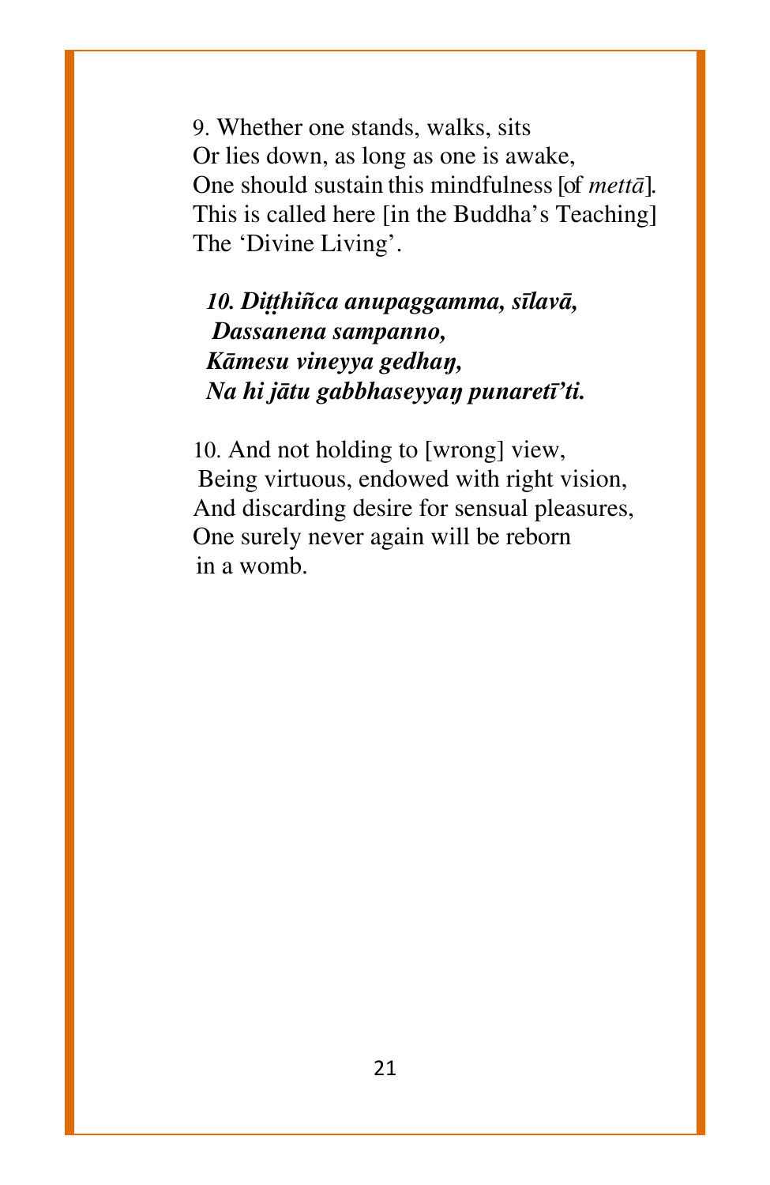9. Whether one stands, walks, sits
Or lies down, as long as one is awake,
One should sustain this mindfulness [of *mettā*].
This is called here [in the Buddha's Teaching]
The 'Divine Living'.

***10. Diṭṭhiñca anupaggamma, sīlavā,***
***Dassanena sampanno,***
***Kāmesu vineyya gedhaŋ,***
***Na hi jātu gabbhaseyyaŋ punaretī'ti.***

10. And not holding to [wrong] view,
Being virtuous, endowed with right vision,
And discarding desire for sensual pleasures,
One surely never again will be reborn
in a womb.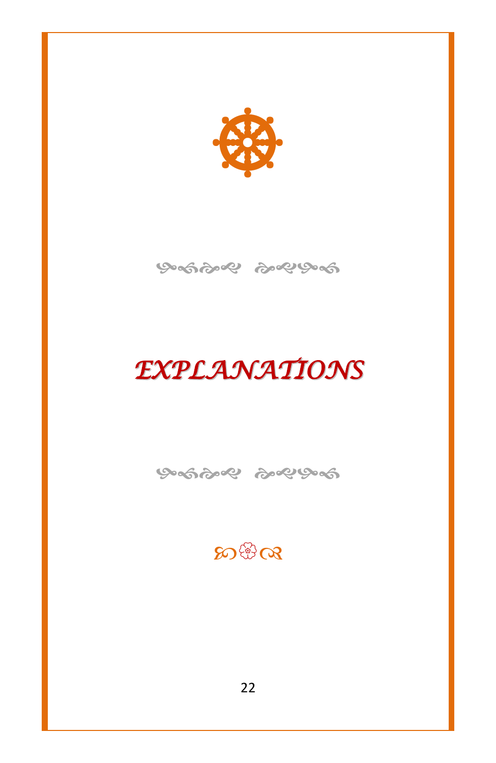# *EXPLANATIONS*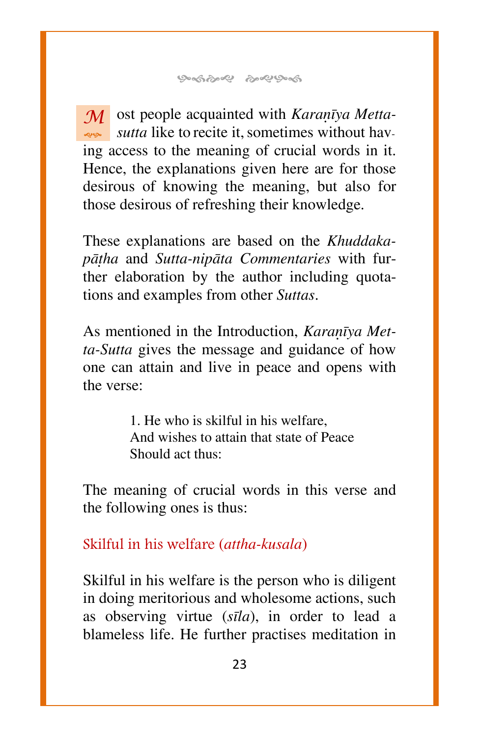Most people acquainted with *Karaṇīya Metta-sutta* like to recite it, sometimes without having access to the meaning of crucial words in it. Hence, the explanations given here are for those desirous of knowing the meaning, but also for those desirous of refreshing their knowledge.

These explanations are based on the *Khuddaka-pāṭha* and *Sutta-nipāta Commentaries* with further elaboration by the author including quotations and examples from other *Suttas*.

As mentioned in the Introduction, *Karaṇīya Metta-Sutta* gives the message and guidance of how one can attain and live in peace and opens with the verse:

> 1. He who is skilful in his welfare,
> And wishes to attain that state of Peace
> Should act thus:

The meaning of crucial words in this verse and the following ones is thus:

### Skilful in his welfare (*attha-kusala*)

Skilful in his welfare is the person who is diligent in doing meritorious and wholesome actions, such as observing virtue (*sīla*), in order to lead a blameless life. He further practises meditation in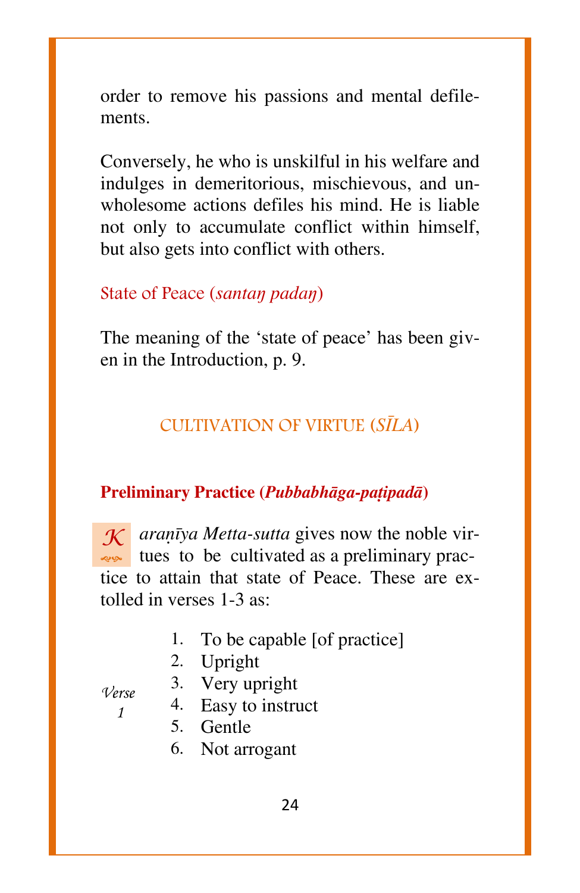order to remove his passions and mental defilements.

Conversely, he who is unskilful in his welfare and indulges in demeritorious, mischievous, and unwholesome actions defiles his mind. He is liable not only to accumulate conflict within himself, but also gets into conflict with others.

### State of Peace (*santaŋ padaŋ*)

The meaning of the 'state of peace' has been given in the Introduction, p. 9.

## CULTIVATION OF VIRTUE (*SĪLA*)

### **Preliminary Practice (*Pubbabhāga-paṭipadā*)**

*Karaṇīya Metta-sutta* gives now the noble virtues to be cultivated as a preliminary practice to attain that state of Peace. These are extolled in verses 1-3 as:

*Verse 1*

1. To be capable [of practice]
2. Upright
3. Very upright
4. Easy to instruct
5. Gentle
6. Not arrogant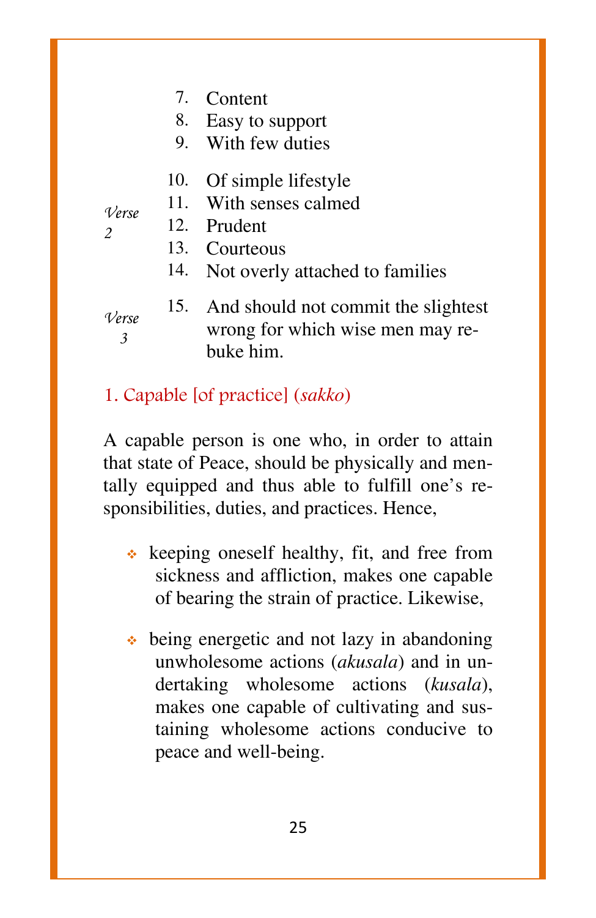7. Content
8. Easy to support
9. With few duties

*Verse 2*

10. Of simple lifestyle
11. With senses calmed
12. Prudent
13. Courteous
14. Not overly attached to families

*Verse 3*

15. And should not commit the slightest wrong for which wise men may rebuke him.

## 1. Capable [of practice] (*sakko*)

A capable person is one who, in order to attain that state of Peace, should be physically and mentally equipped and thus able to fulfill one's responsibilities, duties, and practices. Hence,

- keeping oneself healthy, fit, and free from sickness and affliction, makes one capable of bearing the strain of practice. Likewise,

- being energetic and not lazy in abandoning unwholesome actions (*akusala*) and in undertaking wholesome actions (*kusala*), makes one capable of cultivating and sustaining wholesome actions conducive to peace and well-being.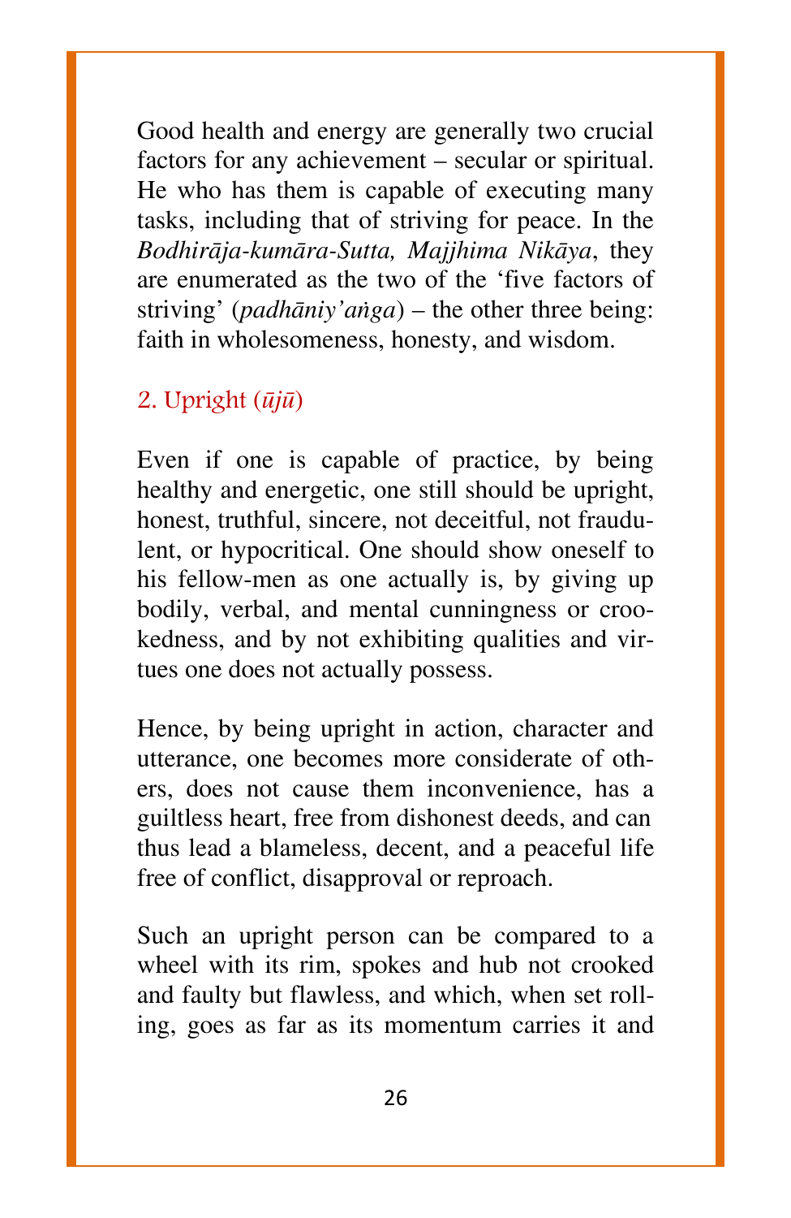Good health and energy are generally two crucial factors for any achievement – secular or spiritual. He who has them is capable of executing many tasks, including that of striving for peace. In the *Bodhirāja-kumāra-Sutta, Majjhima Nikāya*, they are enumerated as the two of the 'five factors of striving' (*padhāniy'aṅga*) – the other three being: faith in wholesomeness, honesty, and wisdom.

## 2. Upright (*ūjū*)

Even if one is capable of practice, by being healthy and energetic, one still should be upright, honest, truthful, sincere, not deceitful, not fraudulent, or hypocritical. One should show oneself to his fellow-men as one actually is, by giving up bodily, verbal, and mental cunningness or crookedness, and by not exhibiting qualities and virtues one does not actually possess.

Hence, by being upright in action, character and utterance, one becomes more considerate of others, does not cause them inconvenience, has a guiltless heart, free from dishonest deeds, and can thus lead a blameless, decent, and a peaceful life free of conflict, disapproval or reproach.

Such an upright person can be compared to a wheel with its rim, spokes and hub not crooked and faulty but flawless, and which, when set rolling, goes as far as its momentum carries it and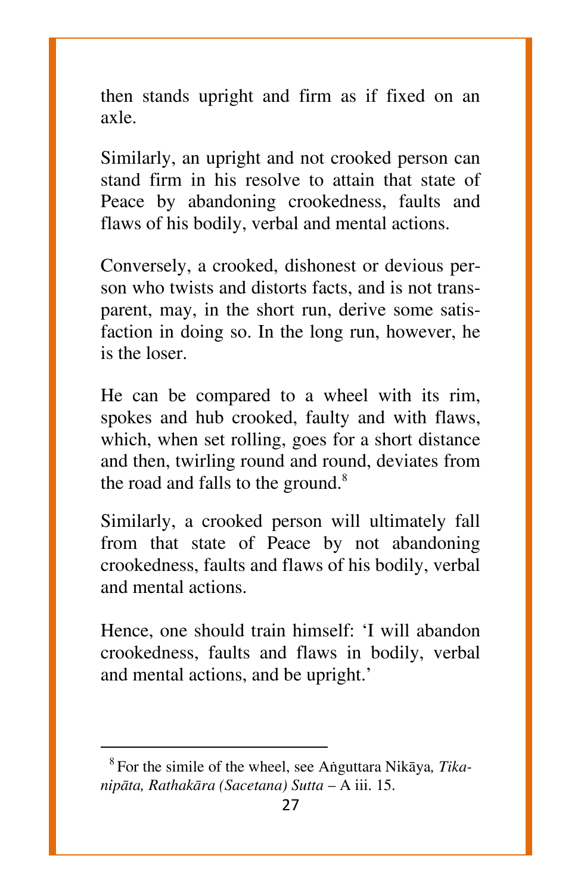then stands upright and firm as if fixed on an axle.

Similarly, an upright and not crooked person can stand firm in his resolve to attain that state of Peace by abandoning crookedness, faults and flaws of his bodily, verbal and mental actions.

Conversely, a crooked, dishonest or devious person who twists and distorts facts, and is not transparent, may, in the short run, derive some satisfaction in doing so. In the long run, however, he is the loser.

He can be compared to a wheel with its rim, spokes and hub crooked, faulty and with flaws, which, when set rolling, goes for a short distance and then, twirling round and round, deviates from the road and falls to the ground.[8]

Similarly, a crooked person will ultimately fall from that state of Peace by not abandoning crookedness, faults and flaws of his bodily, verbal and mental actions.

Hence, one should train himself: 'I will abandon crookedness, faults and flaws in bodily, verbal and mental actions, and be upright.'

---

[8] For the simile of the wheel, see Aṅguttara Nikāya, *Tikanipāta, Rathakāra (Sacetana) Sutta* – A iii. 15.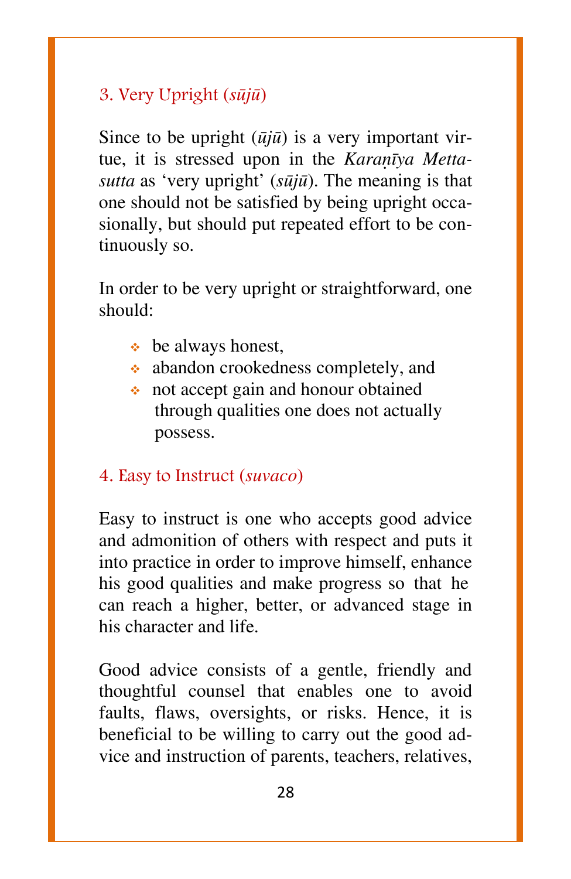### 3. Very Upright (*sūjū*)

Since to be upright (*ūjū*) is a very important virtue, it is stressed upon in the *Karaṇīya Mettasutta* as 'very upright' (*sūjū*). The meaning is that one should not be satisfied by being upright occasionally, but should put repeated effort to be continuously so.

In order to be very upright or straightforward, one should:

- be always honest,
- abandon crookedness completely, and
- not accept gain and honour obtained through qualities one does not actually possess.

### 4. Easy to Instruct (*suvaco*)

Easy to instruct is one who accepts good advice and admonition of others with respect and puts it into practice in order to improve himself, enhance his good qualities and make progress so that he can reach a higher, better, or advanced stage in his character and life.

Good advice consists of a gentle, friendly and thoughtful counsel that enables one to avoid faults, flaws, oversights, or risks. Hence, it is beneficial to be willing to carry out the good advice and instruction of parents, teachers, relatives,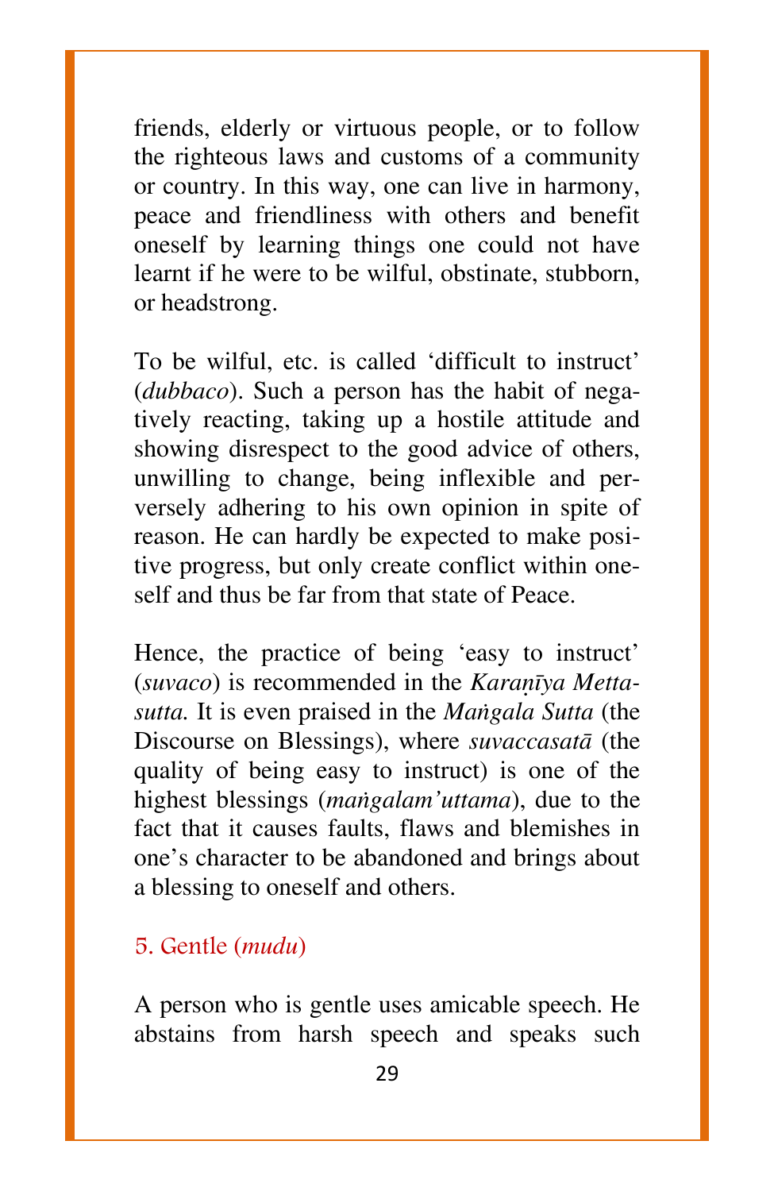friends, elderly or virtuous people, or to follow the righteous laws and customs of a community or country. In this way, one can live in harmony, peace and friendliness with others and benefit oneself by learning things one could not have learnt if he were to be wilful, obstinate, stubborn, or headstrong.

To be wilful, etc. is called 'difficult to instruct' (*dubbaco*). Such a person has the habit of negatively reacting, taking up a hostile attitude and showing disrespect to the good advice of others, unwilling to change, being inflexible and perversely adhering to his own opinion in spite of reason. He can hardly be expected to make positive progress, but only create conflict within oneself and thus be far from that state of Peace.

Hence, the practice of being 'easy to instruct' (*suvaco*) is recommended in the *Karaṇīya Metta-sutta.* It is even praised in the *Maṅgala Sutta* (the Discourse on Blessings), where *suvaccasatā* (the quality of being easy to instruct) is one of the highest blessings (*maṅgalam'uttama*), due to the fact that it causes faults, flaws and blemishes in one's character to be abandoned and brings about a blessing to oneself and others.

### 5. Gentle (*mudu*)

A person who is gentle uses amicable speech. He abstains from harsh speech and speaks such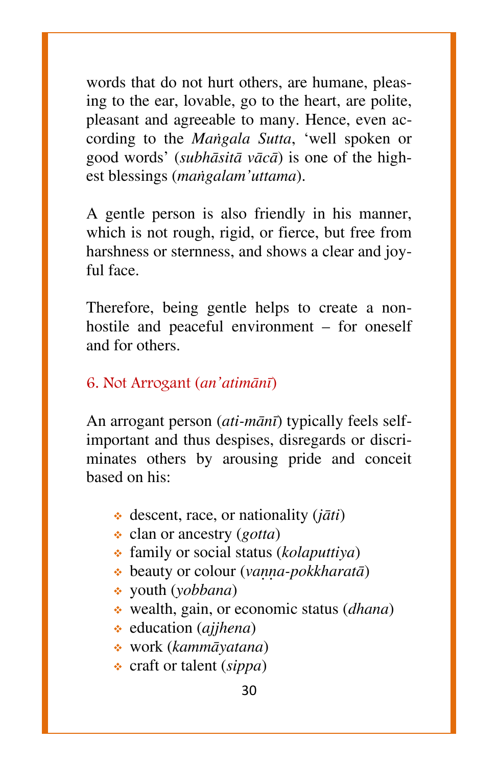words that do not hurt others, are humane, pleasing to the ear, lovable, go to the heart, are polite, pleasant and agreeable to many. Hence, even according to the *Maṅgala Sutta*, 'well spoken or good words' (*subhāsitā vācā*) is one of the highest blessings (*maṅgalam'uttama*).

A gentle person is also friendly in his manner, which is not rough, rigid, or fierce, but free from harshness or sternness, and shows a clear and joyful face.

Therefore, being gentle helps to create a non-hostile and peaceful environment – for oneself and for others.

### 6. Not Arrogant (*an'atimānī*)

An arrogant person (*ati-mānī*) typically feels self-important and thus despises, disregards or discriminates others by arousing pride and conceit based on his:

- descent, race, or nationality (*jāti*)
- clan or ancestry (*gotta*)
- family or social status (*kolaputtiya*)
- beauty or colour (*vaṇṇa-pokkharatā*)
- youth (*yobbana*)
- wealth, gain, or economic status (*dhana*)
- education (*ajjhena*)
- work (*kammāyatana*)
- craft or talent (*sippa*)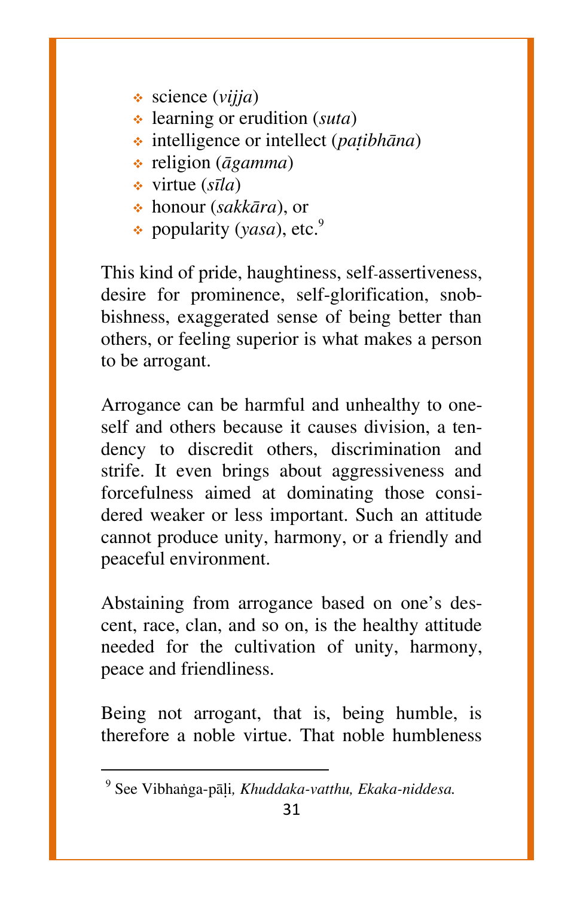- science (*vijja*)
- learning or erudition (*suta*)
- intelligence or intellect (*paṭibhāna*)
- religion (*āgamma*)
- virtue (*sīla*)
- honour (*sakkāra*), or
- popularity (*yasa*), etc.[9]

This kind of pride, haughtiness, self-assertiveness, desire for prominence, self-glorification, snobbishness, exaggerated sense of being better than others, or feeling superior is what makes a person to be arrogant.

Arrogance can be harmful and unhealthy to oneself and others because it causes division, a tendency to discredit others, discrimination and strife. It even brings about aggressiveness and forcefulness aimed at dominating those considered weaker or less important. Such an attitude cannot produce unity, harmony, or a friendly and peaceful environment.

Abstaining from arrogance based on one's descent, race, clan, and so on, is the healthy attitude needed for the cultivation of unity, harmony, peace and friendliness.

Being not arrogant, that is, being humble, is therefore a noble virtue. That noble humbleness

---

[9] See Vibhaṅga-pāḷi, *Khuddaka-vatthu, Ekaka-niddesa.*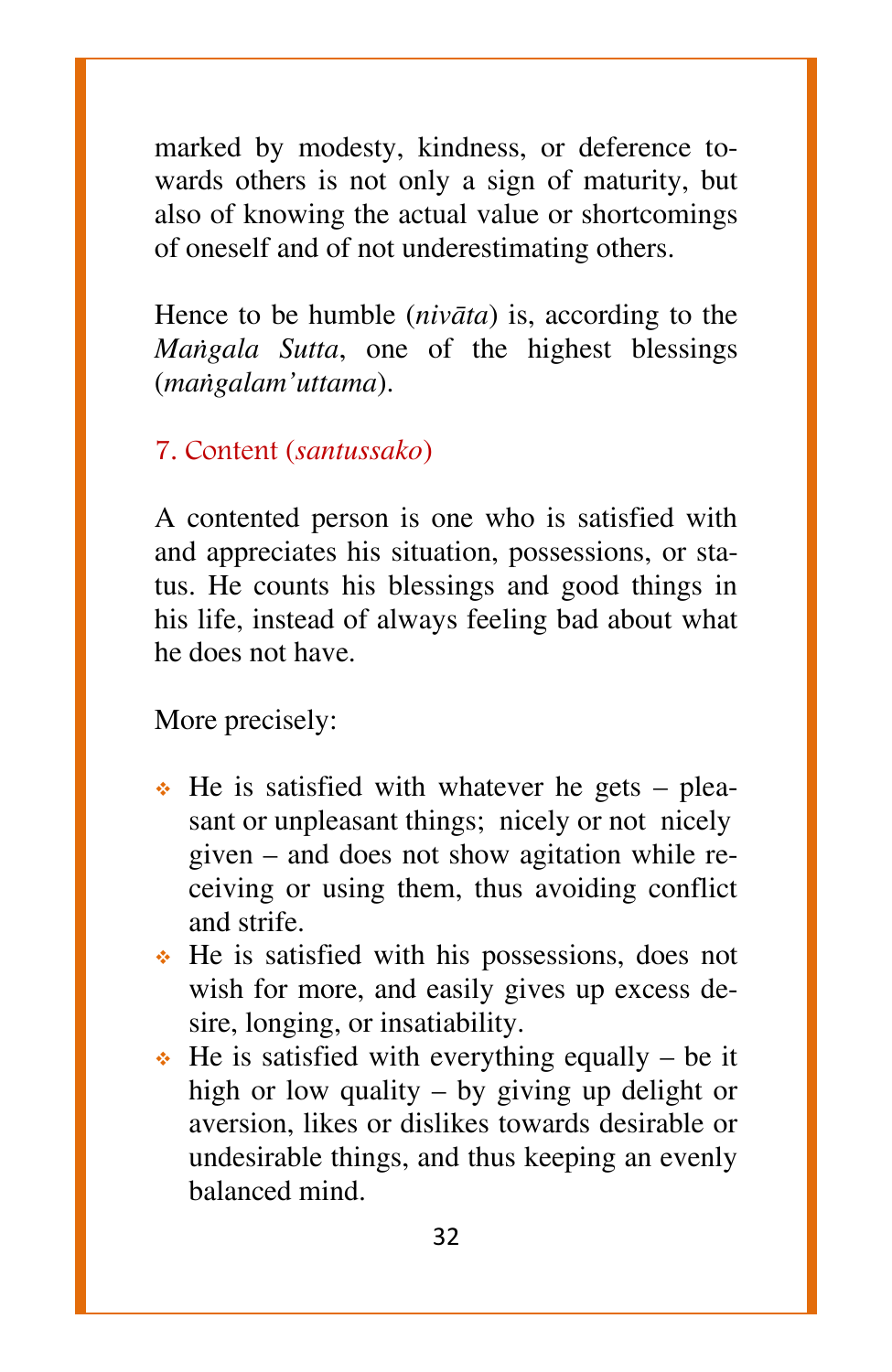marked by modesty, kindness, or deference towards others is not only a sign of maturity, but also of knowing the actual value or shortcomings of oneself and of not underestimating others.

Hence to be humble (*nivāta*) is, according to the *Maṅgala Sutta*, one of the highest blessings (*maṅgalam'uttama*).

### 7. Content (*santussako*)

A contented person is one who is satisfied with and appreciates his situation, possessions, or status. He counts his blessings and good things in his life, instead of always feeling bad about what he does not have.

More precisely:

- He is satisfied with whatever he gets – pleasant or unpleasant things; nicely or not nicely given – and does not show agitation while receiving or using them, thus avoiding conflict and strife.
- He is satisfied with his possessions, does not wish for more, and easily gives up excess desire, longing, or insatiability.
- He is satisfied with everything equally – be it high or low quality – by giving up delight or aversion, likes or dislikes towards desirable or undesirable things, and thus keeping an evenly balanced mind.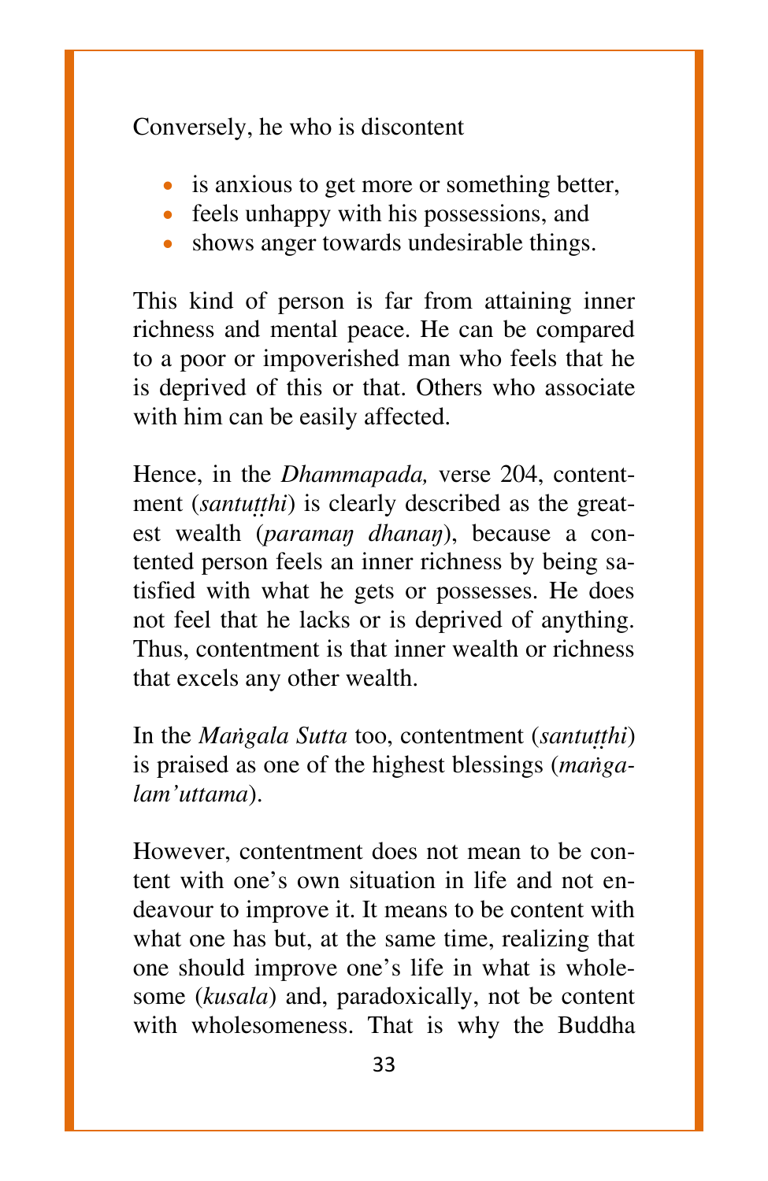Conversely, he who is discontent

- is anxious to get more or something better,
- feels unhappy with his possessions, and
- shows anger towards undesirable things.

This kind of person is far from attaining inner richness and mental peace. He can be compared to a poor or impoverished man who feels that he is deprived of this or that. Others who associate with him can be easily affected.

Hence, in the *Dhammapada,* verse 204, contentment (*santuṭṭhi*) is clearly described as the greatest wealth (*paramaŋ dhanaŋ*), because a contented person feels an inner richness by being satisfied with what he gets or possesses. He does not feel that he lacks or is deprived of anything. Thus, contentment is that inner wealth or richness that excels any other wealth.

In the *Maṅgala Sutta* too, contentment (*santuṭṭhi*) is praised as one of the highest blessings (*maṅgalam'uttama*).

However, contentment does not mean to be content with one's own situation in life and not endeavour to improve it. It means to be content with what one has but, at the same time, realizing that one should improve one's life in what is wholesome (*kusala*) and, paradoxically, not be content with wholesomeness. That is why the Buddha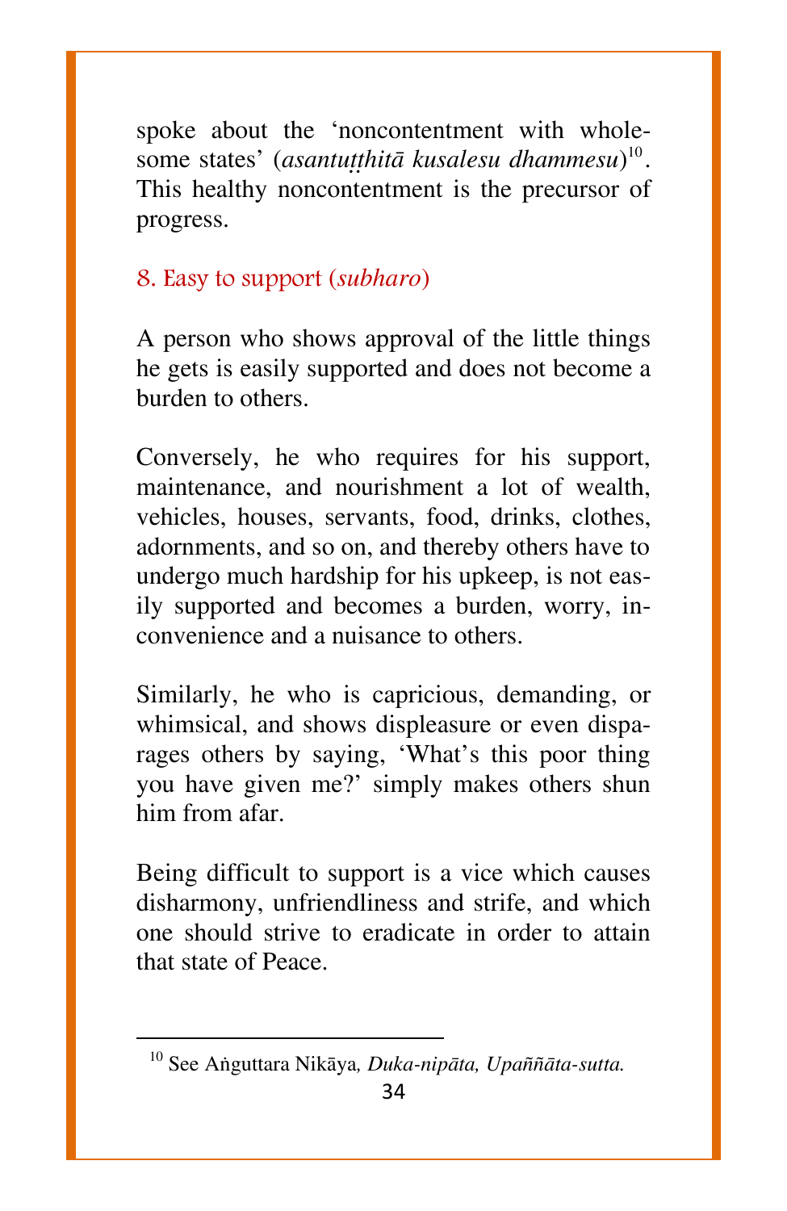spoke about the 'noncontentment with wholesome states' (*asantuṭṭhitā kusalesu dhammesu*)[10]. This healthy noncontentment is the precursor of progress.

### 8. Easy to support (*subharo*)

A person who shows approval of the little things he gets is easily supported and does not become a burden to others.

Conversely, he who requires for his support, maintenance, and nourishment a lot of wealth, vehicles, houses, servants, food, drinks, clothes, adornments, and so on, and thereby others have to undergo much hardship for his upkeep, is not easily supported and becomes a burden, worry, inconvenience and a nuisance to others.

Similarly, he who is capricious, demanding, or whimsical, and shows displeasure or even disparages others by saying, 'What's this poor thing you have given me?' simply makes others shun him from afar.

Being difficult to support is a vice which causes disharmony, unfriendliness and strife, and which one should strive to eradicate in order to attain that state of Peace.

---

[10] See Aṅguttara Nikāya*, Duka-nipāta, Upaññāta-sutta.*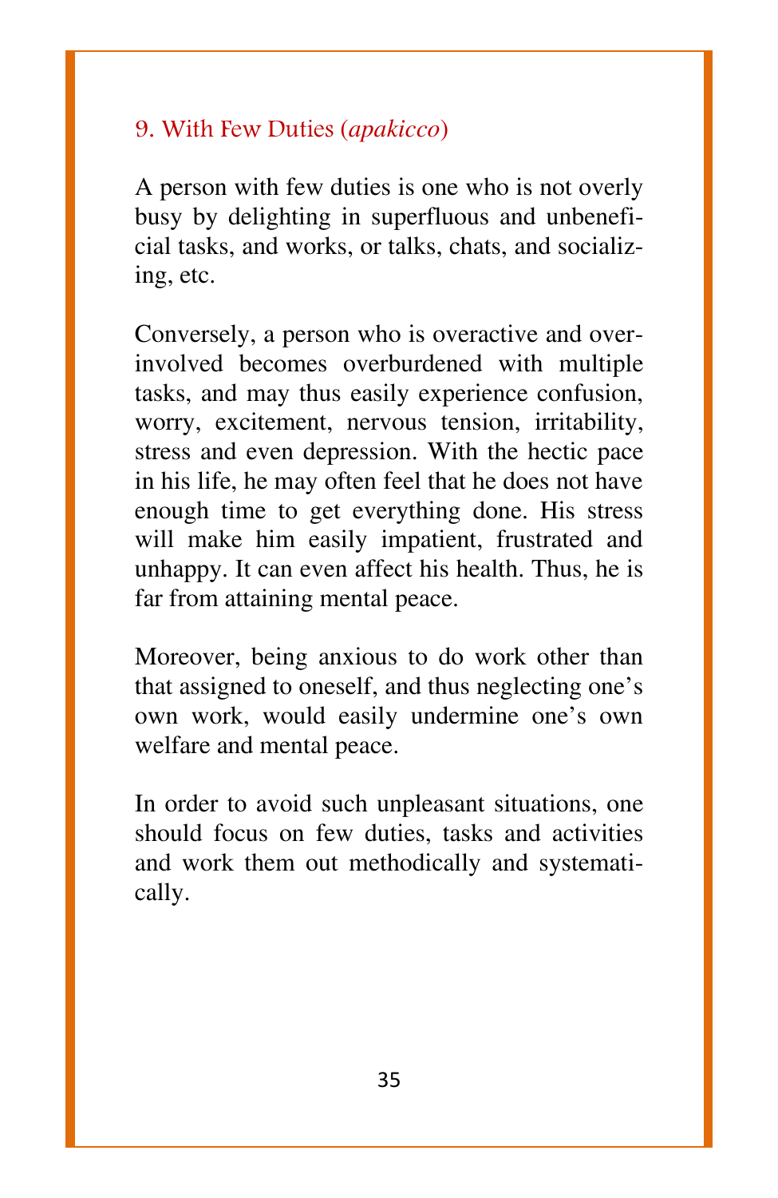### 9. With Few Duties (*apakicco*)

A person with few duties is one who is not overly busy by delighting in superfluous and unbeneficial tasks, and works, or talks, chats, and socializing, etc.

Conversely, a person who is overactive and overinvolved becomes overburdened with multiple tasks, and may thus easily experience confusion, worry, excitement, nervous tension, irritability, stress and even depression. With the hectic pace in his life, he may often feel that he does not have enough time to get everything done. His stress will make him easily impatient, frustrated and unhappy. It can even affect his health. Thus, he is far from attaining mental peace.

Moreover, being anxious to do work other than that assigned to oneself, and thus neglecting one's own work, would easily undermine one's own welfare and mental peace.

In order to avoid such unpleasant situations, one should focus on few duties, tasks and activities and work them out methodically and systematically.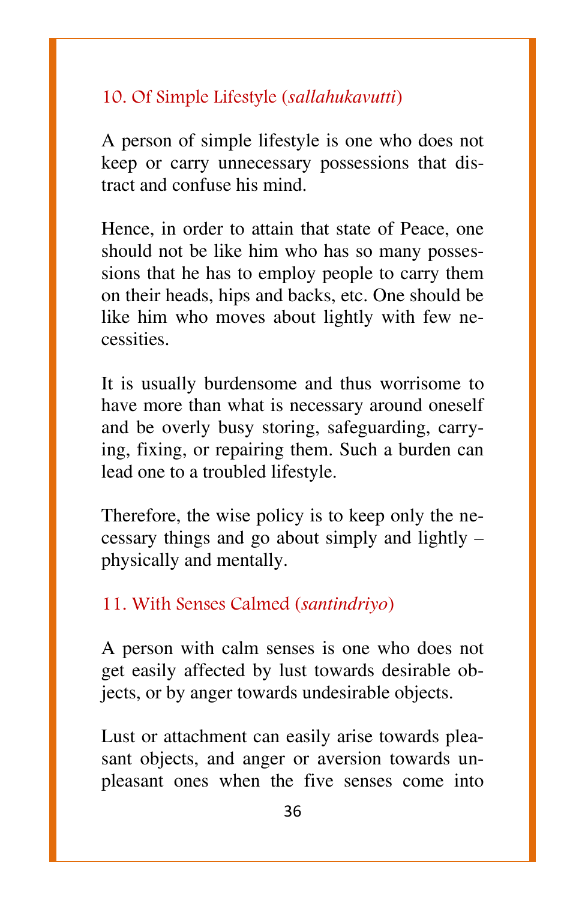### 10. Of Simple Lifestyle (*sallahukavutti*)

A person of simple lifestyle is one who does not keep or carry unnecessary possessions that distract and confuse his mind.

Hence, in order to attain that state of Peace, one should not be like him who has so many possessions that he has to employ people to carry them on their heads, hips and backs, etc. One should be like him who moves about lightly with few necessities.

It is usually burdensome and thus worrisome to have more than what is necessary around oneself and be overly busy storing, safeguarding, carrying, fixing, or repairing them. Such a burden can lead one to a troubled lifestyle.

Therefore, the wise policy is to keep only the necessary things and go about simply and lightly – physically and mentally.

### 11. With Senses Calmed (*santindriyo*)

A person with calm senses is one who does not get easily affected by lust towards desirable objects, or by anger towards undesirable objects.

Lust or attachment can easily arise towards pleasant objects, and anger or aversion towards unpleasant ones when the five senses come into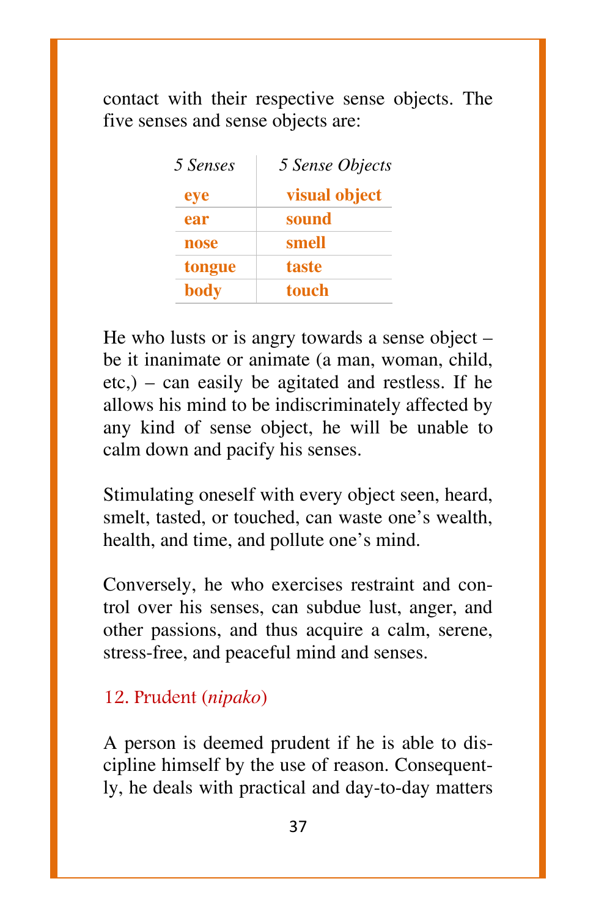contact with their respective sense objects. The five senses and sense objects are:

| *5 Senses* | *5 Sense Objects* |
|---|---|
| **eye** | **visual object** |
| **ear** | **sound** |
| **nose** | **smell** |
| **tongue** | **taste** |
| **body** | **touch** |

He who lusts or is angry towards a sense object – be it inanimate or animate (a man, woman, child, etc,) – can easily be agitated and restless. If he allows his mind to be indiscriminately affected by any kind of sense object, he will be unable to calm down and pacify his senses.

Stimulating oneself with every object seen, heard, smelt, tasted, or touched, can waste one's wealth, health, and time, and pollute one's mind.

Conversely, he who exercises restraint and control over his senses, can subdue lust, anger, and other passions, and thus acquire a calm, serene, stress-free, and peaceful mind and senses.

### 12. Prudent (*nipako*)

A person is deemed prudent if he is able to discipline himself by the use of reason. Consequently, he deals with practical and day-to-day matters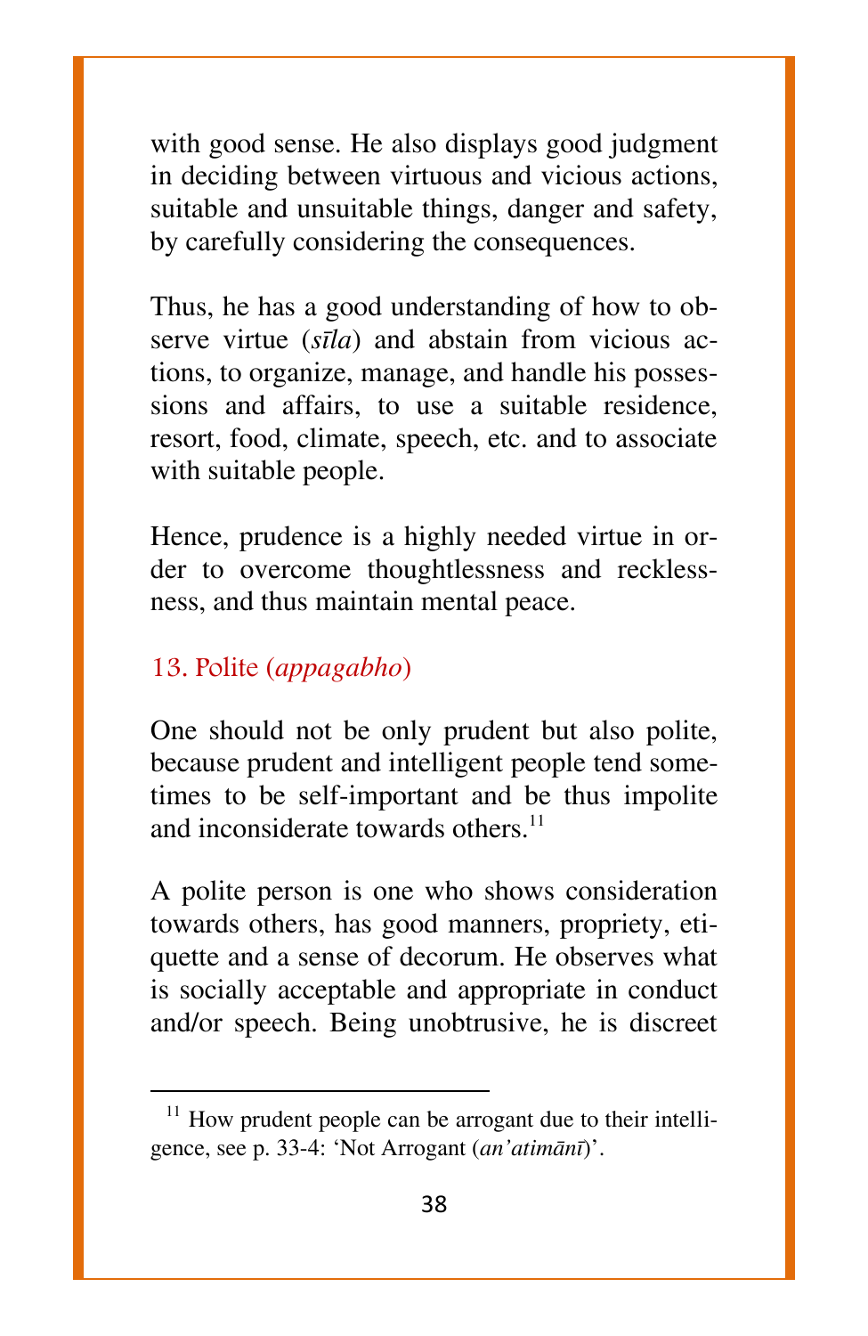with good sense. He also displays good judgment in deciding between virtuous and vicious actions, suitable and unsuitable things, danger and safety, by carefully considering the consequences.

Thus, he has a good understanding of how to observe virtue (*sīla*) and abstain from vicious actions, to organize, manage, and handle his possessions and affairs, to use a suitable residence, resort, food, climate, speech, etc. and to associate with suitable people.

Hence, prudence is a highly needed virtue in order to overcome thoughtlessness and recklessness, and thus maintain mental peace.

### 13. Polite (*appagabho*)

One should not be only prudent but also polite, because prudent and intelligent people tend sometimes to be self-important and be thus impolite and inconsiderate towards others.[11]

A polite person is one who shows consideration towards others, has good manners, propriety, etiquette and a sense of decorum. He observes what is socially acceptable and appropriate in conduct and/or speech. Being unobtrusive, he is discreet

---

[11] How prudent people can be arrogant due to their intelligence, see p. 33-4: 'Not Arrogant (*an'atimānī*)'.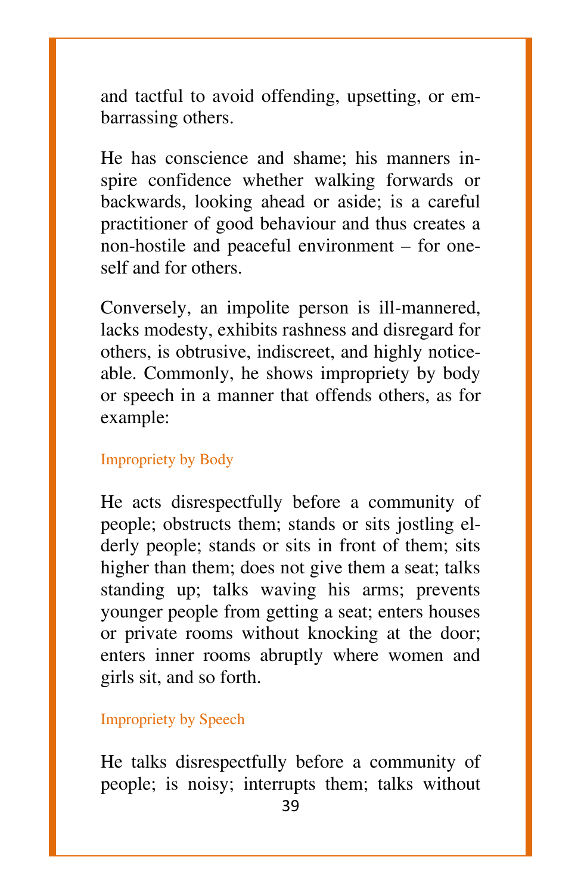and tactful to avoid offending, upsetting, or embarrassing others.

He has conscience and shame; his manners inspire confidence whether walking forwards or backwards, looking ahead or aside; is a careful practitioner of good behaviour and thus creates a non-hostile and peaceful environment – for oneself and for others.

Conversely, an impolite person is ill-mannered, lacks modesty, exhibits rashness and disregard for others, is obtrusive, indiscreet, and highly noticeable. Commonly, he shows impropriety by body or speech in a manner that offends others, as for example:

### Impropriety by Body

He acts disrespectfully before a community of people; obstructs them; stands or sits jostling elderly people; stands or sits in front of them; sits higher than them; does not give them a seat; talks standing up; talks waving his arms; prevents younger people from getting a seat; enters houses or private rooms without knocking at the door; enters inner rooms abruptly where women and girls sit, and so forth.

### Impropriety by Speech

He talks disrespectfully before a community of people; is noisy; interrupts them; talks without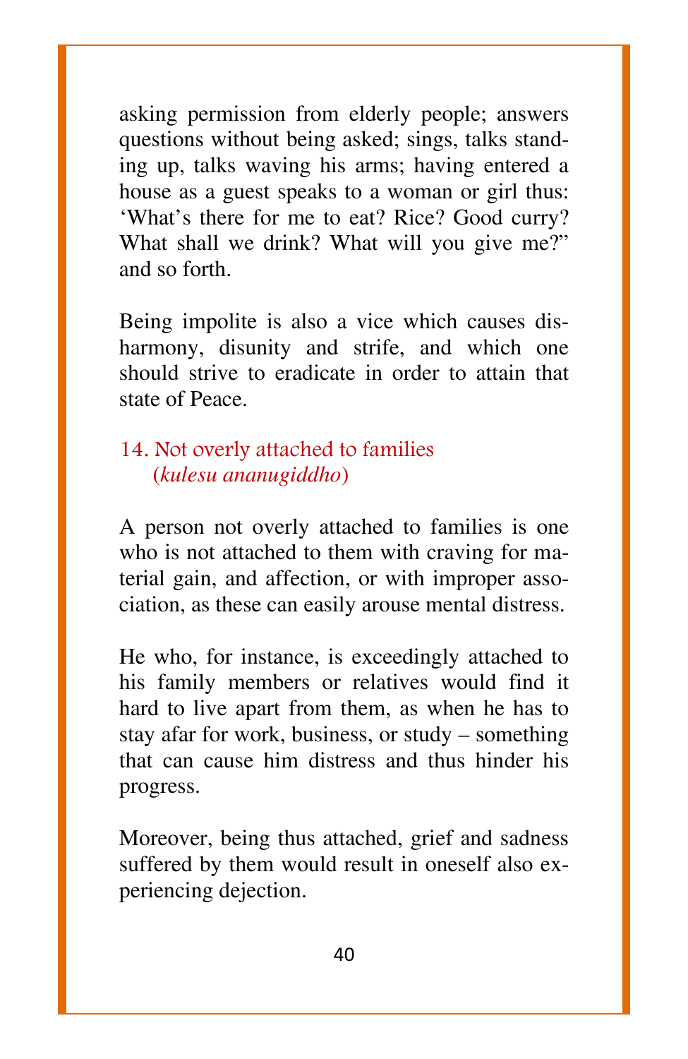asking permission from elderly people; answers questions without being asked; sings, talks standing up, talks waving his arms; having entered a house as a guest speaks to a woman or girl thus: 'What's there for me to eat? Rice? Good curry? What shall we drink? What will you give me?" and so forth.

Being impolite is also a vice which causes disharmony, disunity and strife, and which one should strive to eradicate in order to attain that state of Peace.

## 14. Not overly attached to families (*kulesu ananugiddho*)

A person not overly attached to families is one who is not attached to them with craving for material gain, and affection, or with improper association, as these can easily arouse mental distress.

He who, for instance, is exceedingly attached to his family members or relatives would find it hard to live apart from them, as when he has to stay afar for work, business, or study – something that can cause him distress and thus hinder his progress.

Moreover, being thus attached, grief and sadness suffered by them would result in oneself also experiencing dejection.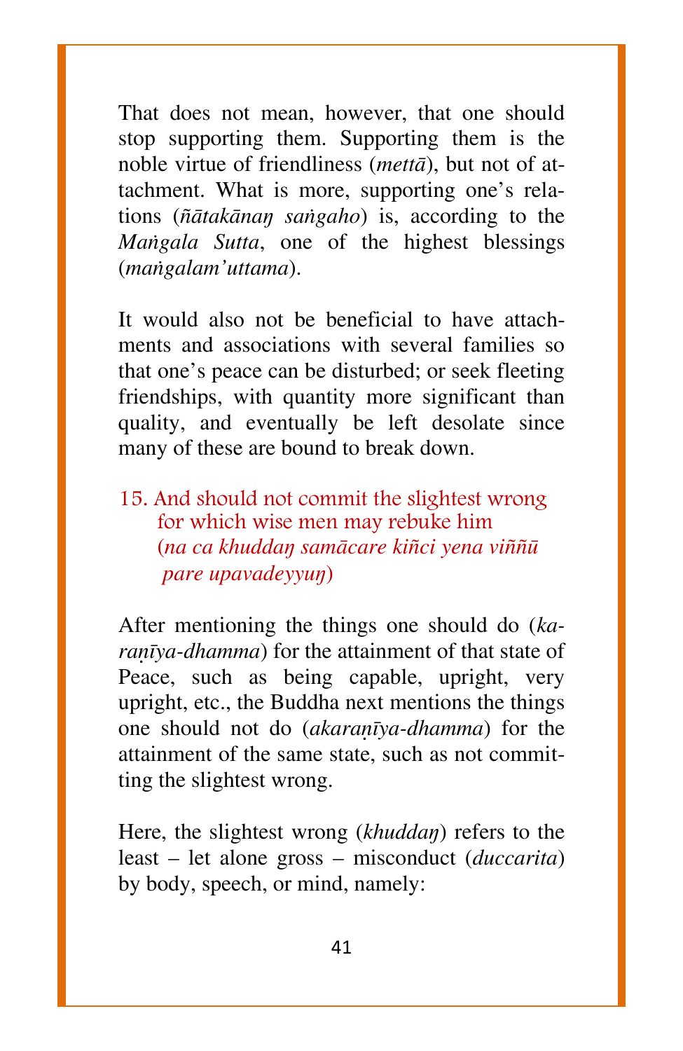That does not mean, however, that one should stop supporting them. Supporting them is the noble virtue of friendliness (*mettā*), but not of attachment. What is more, supporting one's relations (*ñātakānaŋ saṅgaho*) is, according to the *Maṅgala Sutta*, one of the highest blessings (*maṅgalam'uttama*).

It would also not be beneficial to have attachments and associations with several families so that one's peace can be disturbed; or seek fleeting friendships, with quantity more significant than quality, and eventually be left desolate since many of these are bound to break down.

15. And should not commit the slightest wrong
  for which wise men may rebuke him
  (*na ca khuddaŋ samācare kiñci yena viññū pare upavadeyyuŋ*)

After mentioning the things one should do (*karaṇīya-dhamma*) for the attainment of that state of Peace, such as being capable, upright, very upright, etc., the Buddha next mentions the things one should not do (*akaraṇīya-dhamma*) for the attainment of the same state, such as not committing the slightest wrong.

Here, the slightest wrong (*khuddaŋ*) refers to the least – let alone gross – misconduct (*duccarita*) by body, speech, or mind, namely: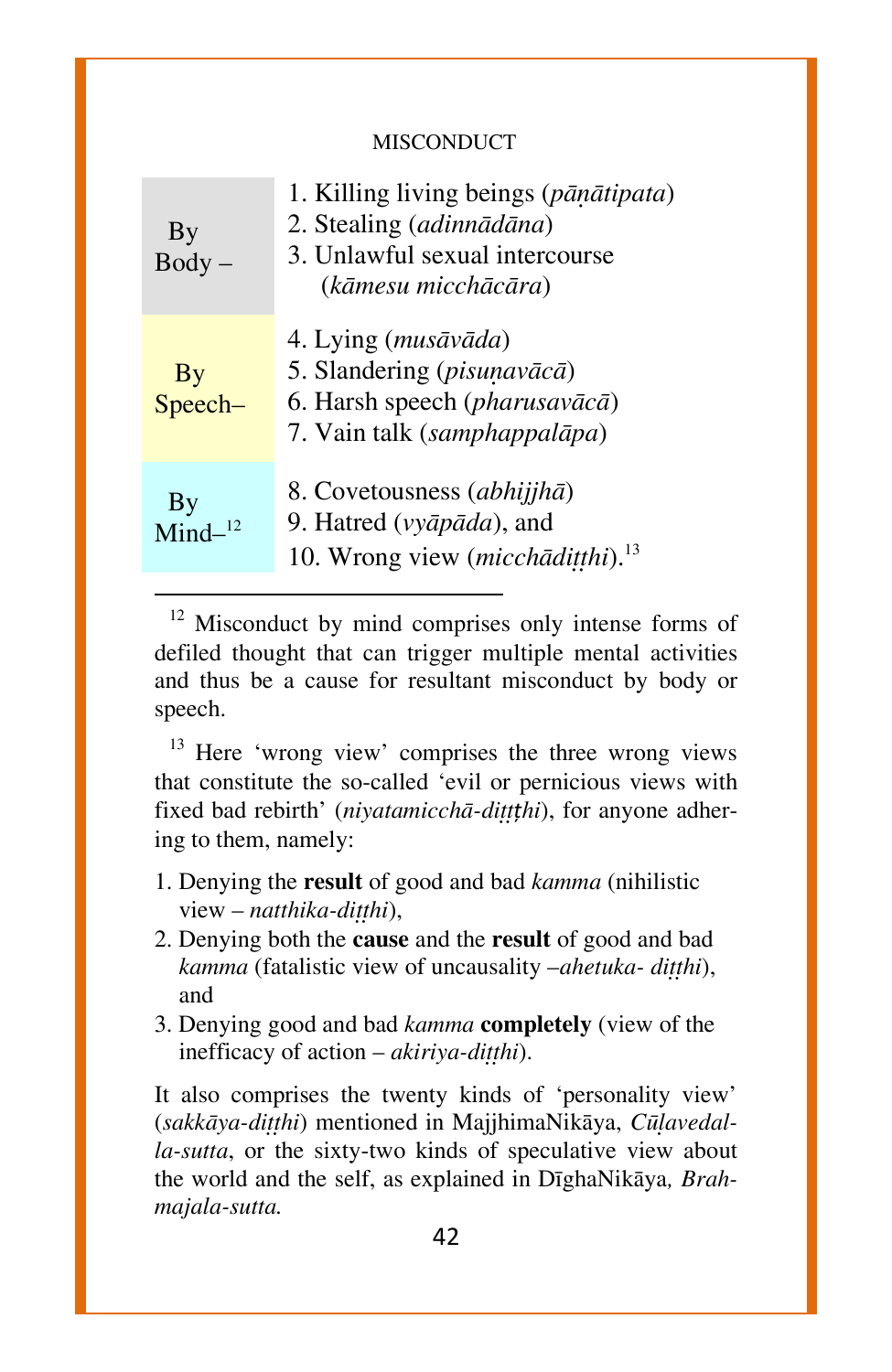MISCONDUCT

| | |
|---|---|
| By Body – | 1. Killing living beings (*pāṇātipata*)<br>2. Stealing (*adinnādāna*)<br>3. Unlawful sexual intercourse (*kāmesu micchācāra*) |
| By Speech– | 4. Lying (*musāvāda*)<br>5. Slandering (*pisuṇavācā*)<br>6. Harsh speech (*pharusavācā*)<br>7. Vain talk (*samphappalāpa*) |
| By Mind–[12] | 8. Covetousness (*abhijjhā*)<br>9. Hatred (*vyāpāda*), and<br>10. Wrong view (*micchādiṭṭhi*).[13] |

---

[12] Misconduct by mind comprises only intense forms of defiled thought that can trigger multiple mental activities and thus be a cause for resultant misconduct by body or speech.

[13] Here 'wrong view' comprises the three wrong views that constitute the so-called 'evil or pernicious views with fixed bad rebirth' (*niyatamicchā-diṭṭḥi*), for anyone adhering to them, namely:

1. Denying the **result** of good and bad *kamma* (nihilistic view – *natthika-diṭṭhi*),
2. Denying both the **cause** and the **result** of good and bad *kamma* (fatalistic view of uncausality –*ahetuka- diṭṭhi*), and
3. Denying good and bad *kamma* **completely** (view of the inefficacy of action – *akiriya-diṭṭhi*).

It also comprises the twenty kinds of 'personality view' (*sakkāya-diṭṭhi*) mentioned in MajjhimaNikāya, *Cūḷavedalla-sutta*, or the sixty-two kinds of speculative view about the world and the self, as explained in DīghaNikāya*, Brahmajala-sutta.*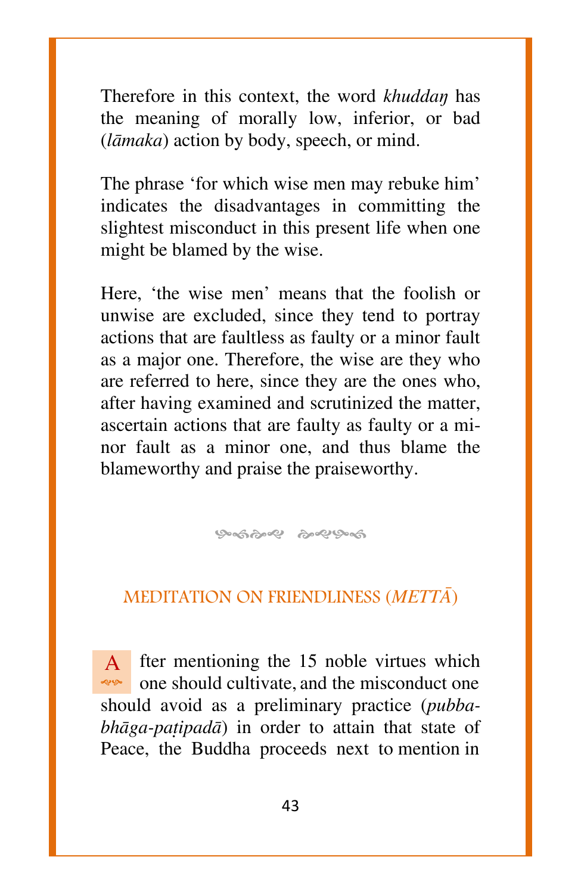Therefore in this context, the word *khuddaŋ* has the meaning of morally low, inferior, or bad (*lāmaka*) action by body, speech, or mind.

The phrase 'for which wise men may rebuke him' indicates the disadvantages in committing the slightest misconduct in this present life when one might be blamed by the wise.

Here, 'the wise men' means that the foolish or unwise are excluded, since they tend to portray actions that are faultless as faulty or a minor fault as a major one. Therefore, the wise are they who are referred to here, since they are the ones who, after having examined and scrutinized the matter, ascertain actions that are faulty as faulty or a minor fault as a minor one, and thus blame the blameworthy and praise the praiseworthy.

## MEDITATION ON FRIENDLINESS (*METTĀ*)

After mentioning the 15 noble virtues which one should cultivate, and the misconduct one should avoid as a preliminary practice (*pubba-bhāga-paṭipadā*) in order to attain that state of Peace, the Buddha proceeds next to mention in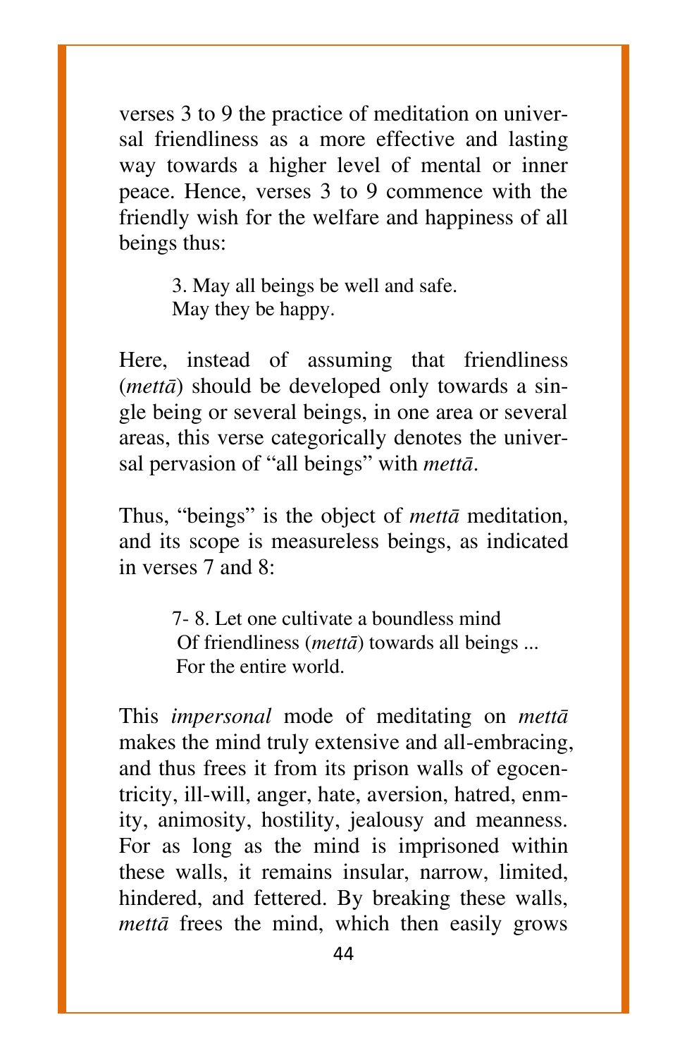verses 3 to 9 the practice of meditation on universal friendliness as a more effective and lasting way towards a higher level of mental or inner peace. Hence, verses 3 to 9 commence with the friendly wish for the welfare and happiness of all beings thus:

> 3. May all beings be well and safe.
> May they be happy.

Here, instead of assuming that friendliness (*mettā*) should be developed only towards a single being or several beings, in one area or several areas, this verse categorically denotes the universal pervasion of "all beings" with *mettā*.

Thus, "beings" is the object of *mettā* meditation, and its scope is measureless beings, as indicated in verses 7 and 8:

> 7- 8. Let one cultivate a boundless mind
> Of friendliness (*mettā*) towards all beings ...
> For the entire world.

This *impersonal* mode of meditating on *mettā* makes the mind truly extensive and all-embracing, and thus frees it from its prison walls of egocentricity, ill-will, anger, hate, aversion, hatred, enmity, animosity, hostility, jealousy and meanness. For as long as the mind is imprisoned within these walls, it remains insular, narrow, limited, hindered, and fettered. By breaking these walls, *mettā* frees the mind, which then easily grows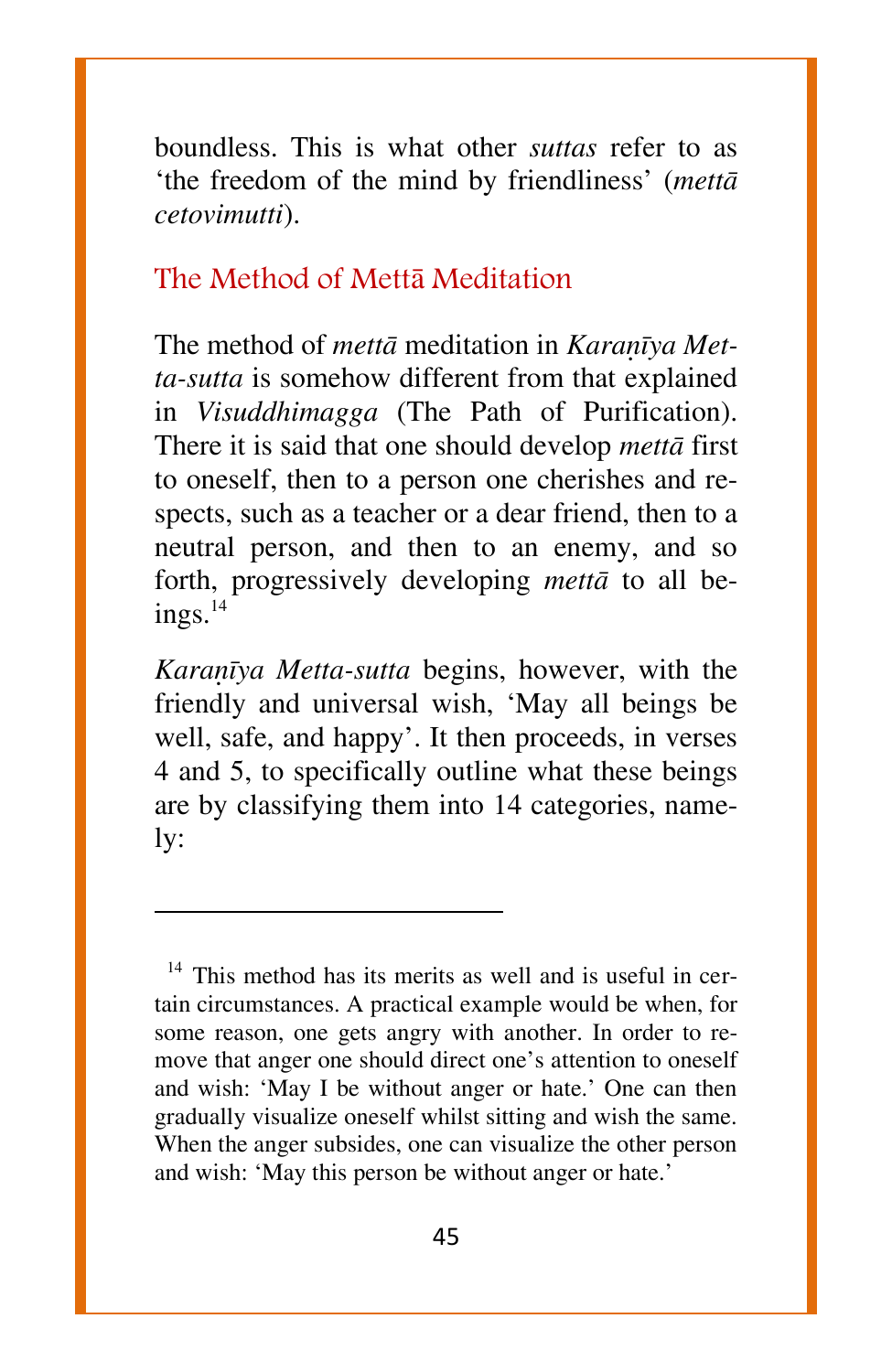boundless. This is what other *suttas* refer to as 'the freedom of the mind by friendliness' (*mettā cetovimutti*).

## The Method of Mettā Meditation

The method of *mettā* meditation in *Karaṇīya Metta-sutta* is somehow different from that explained in *Visuddhimagga* (The Path of Purification). There it is said that one should develop *mettā* first to oneself, then to a person one cherishes and respects, such as a teacher or a dear friend, then to a neutral person, and then to an enemy, and so forth, progressively developing *mettā* to all beings.[14]

*Karaṇīya Metta-sutta* begins, however, with the friendly and universal wish, 'May all beings be well, safe, and happy'. It then proceeds, in verses 4 and 5, to specifically outline what these beings are by classifying them into 14 categories, namely:

---

[14] This method has its merits as well and is useful in certain circumstances. A practical example would be when, for some reason, one gets angry with another. In order to remove that anger one should direct one's attention to oneself and wish: 'May I be without anger or hate.' One can then gradually visualize oneself whilst sitting and wish the same. When the anger subsides, one can visualize the other person and wish: 'May this person be without anger or hate.'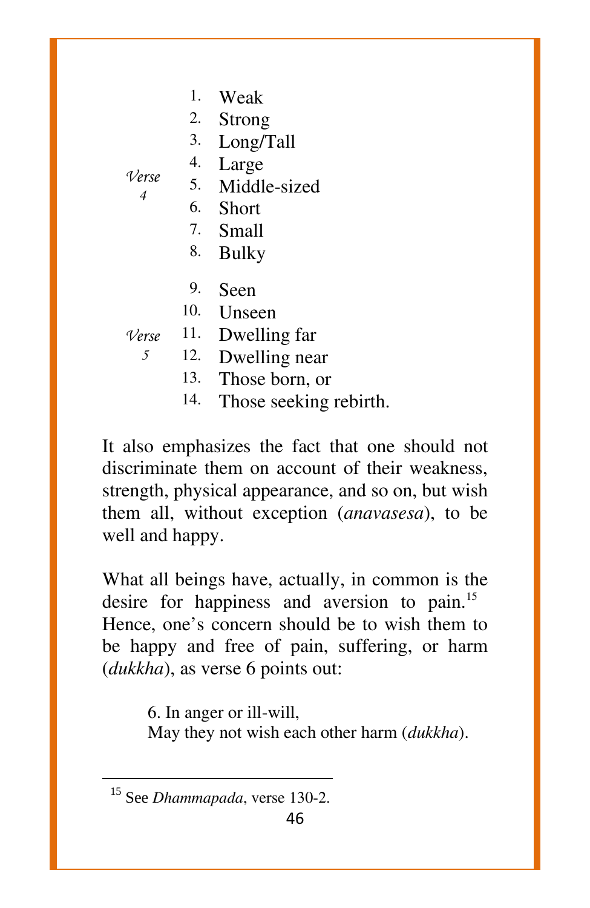*Verse 4*

1. Weak
2. Strong
3. Long/Tall
4. Large
5. Middle-sized
6. Short
7. Small
8. Bulky

*Verse 5*

9. Seen
10. Unseen
11. Dwelling far
12. Dwelling near
13. Those born, or
14. Those seeking rebirth.

It also emphasizes the fact that one should not discriminate them on account of their weakness, strength, physical appearance, and so on, but wish them all, without exception (*anavasesa*), to be well and happy.

What all beings have, actually, in common is the desire for happiness and aversion to pain.[15] Hence, one's concern should be to wish them to be happy and free of pain, suffering, or harm (*dukkha*), as verse 6 points out:

> 6. In anger or ill-will,
> May they not wish each other harm (*dukkha*).

---

[15] See *Dhammapada*, verse 130-2.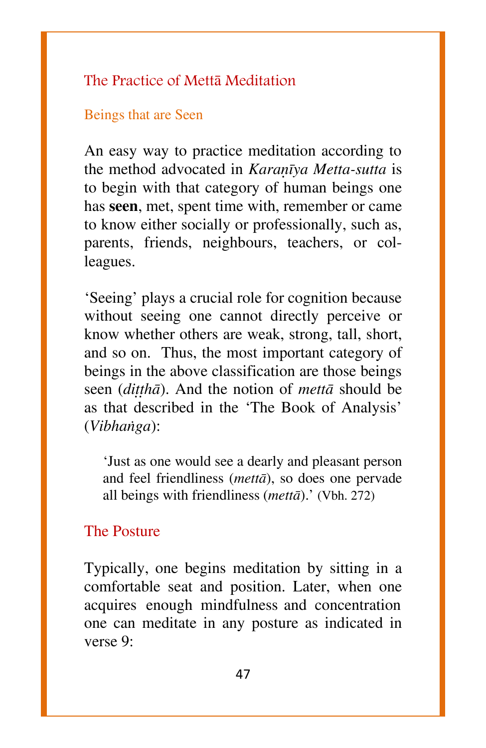## The Practice of Mettā Meditation

### Beings that are Seen

An easy way to practice meditation according to the method advocated in *Karaṇīya Metta-sutta* is to begin with that category of human beings one has **seen**, met, spent time with, remember or came to know either socially or professionally, such as, parents, friends, neighbours, teachers, or colleagues.

'Seeing' plays a crucial role for cognition because without seeing one cannot directly perceive or know whether others are weak, strong, tall, short, and so on. Thus, the most important category of beings in the above classification are those beings seen (*diṭṭhā*). And the notion of *mettā* should be as that described in the 'The Book of Analysis' (*Vibhaṅga*):

> 'Just as one would see a dearly and pleasant person and feel friendliness (*mettā*), so does one pervade all beings with friendliness (*mettā*).' (Vbh. 272)

## The Posture

Typically, one begins meditation by sitting in a comfortable seat and position. Later, when one acquires enough mindfulness and concentration one can meditate in any posture as indicated in verse 9: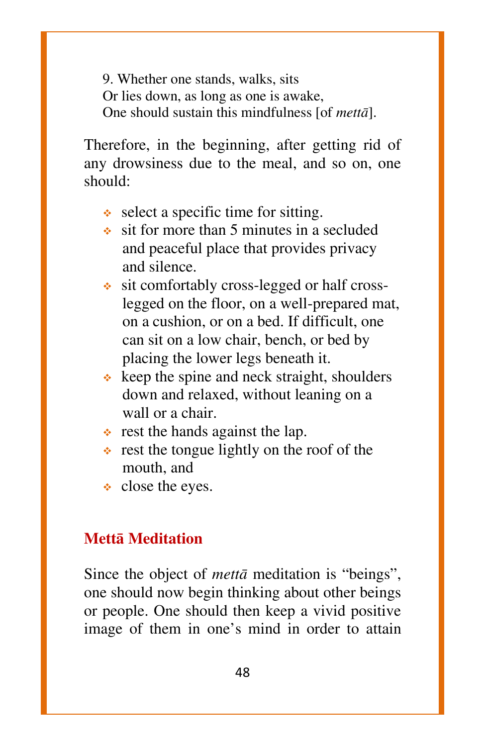9. Whether one stands, walks, sits  
Or lies down, as long as one is awake,  
One should sustain this mindfulness [of *mettā*].

Therefore, in the beginning, after getting rid of any drowsiness due to the meal, and so on, one should:

- select a specific time for sitting.
- sit for more than 5 minutes in a secluded and peaceful place that provides privacy and silence.
- sit comfortably cross-legged or half cross-legged on the floor, on a well-prepared mat, on a cushion, or on a bed. If difficult, one can sit on a low chair, bench, or bed by placing the lower legs beneath it.
- keep the spine and neck straight, shoulders down and relaxed, without leaning on a wall or a chair.
- rest the hands against the lap.
- rest the tongue lightly on the roof of the mouth, and
- close the eyes.

## Mettā Meditation

Since the object of *mettā* meditation is "beings", one should now begin thinking about other beings or people. One should then keep a vivid positive image of them in one's mind in order to attain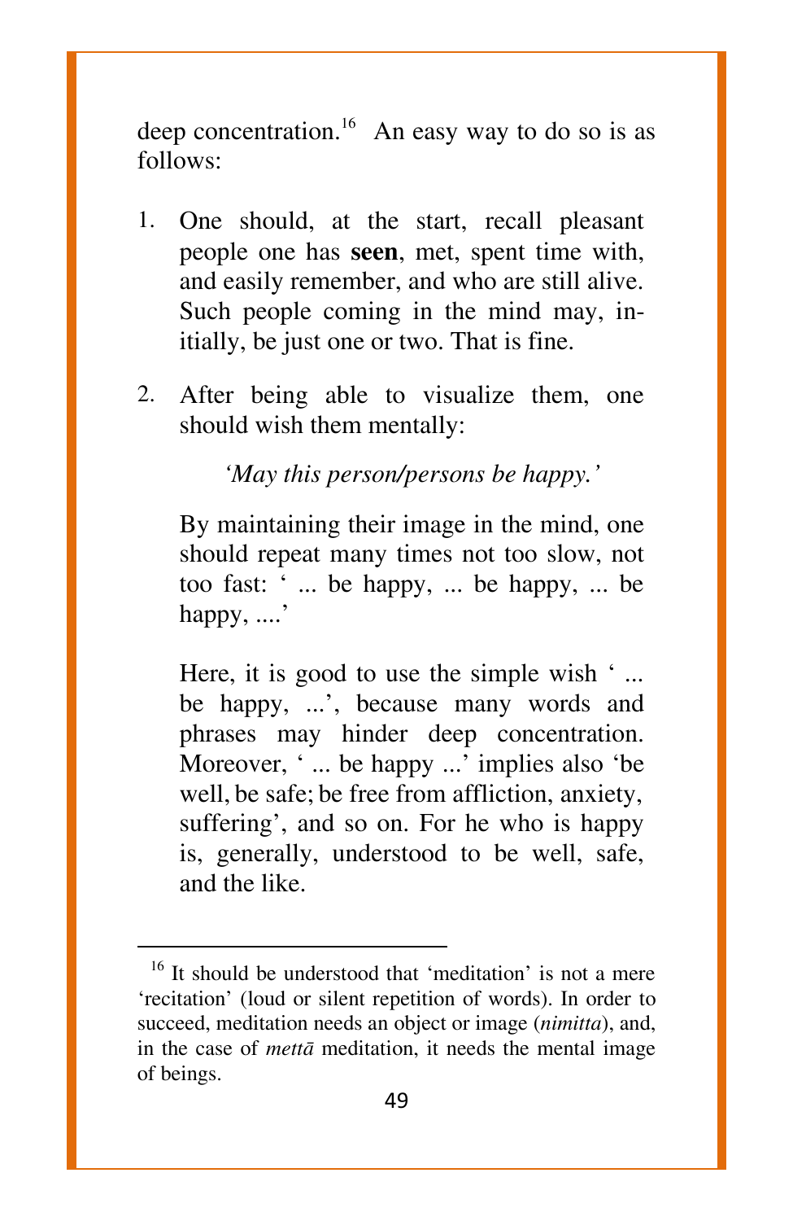deep concentration.[16] An easy way to do so is as follows:

1. One should, at the start, recall pleasant people one has **seen**, met, spent time with, and easily remember, and who are still alive. Such people coming in the mind may, initially, be just one or two. That is fine.

2. After being able to visualize them, one should wish them mentally:

   *'May this person/persons be happy.'*

   By maintaining their image in the mind, one should repeat many times not too slow, not too fast: ' ... be happy, ... be happy, ... be happy, ....'

   Here, it is good to use the simple wish ' ... be happy, ...', because many words and phrases may hinder deep concentration. Moreover, ' ... be happy ...' implies also 'be well, be safe; be free from affliction, anxiety, suffering', and so on. For he who is happy is, generally, understood to be well, safe, and the like.

---

[16] It should be understood that 'meditation' is not a mere 'recitation' (loud or silent repetition of words). In order to succeed, meditation needs an object or image (*nimitta*), and, in the case of *mettā* meditation, it needs the mental image of beings.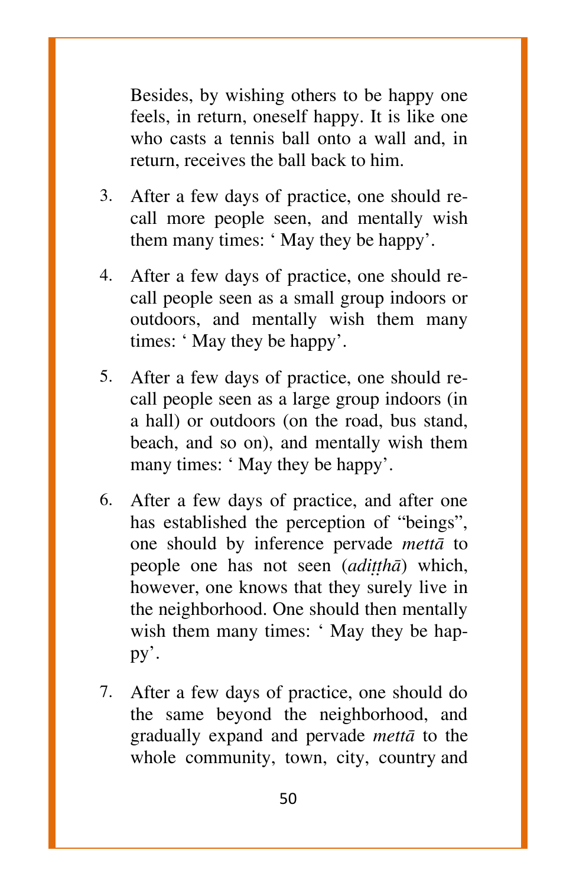Besides, by wishing others to be happy one feels, in return, oneself happy. It is like one who casts a tennis ball onto a wall and, in return, receives the ball back to him.

3. After a few days of practice, one should recall more people seen, and mentally wish them many times: ' May they be happy'.

4. After a few days of practice, one should recall people seen as a small group indoors or outdoors, and mentally wish them many times: ' May they be happy'.

5. After a few days of practice, one should recall people seen as a large group indoors (in a hall) or outdoors (on the road, bus stand, beach, and so on), and mentally wish them many times: ' May they be happy'.

6. After a few days of practice, and after one has established the perception of "beings", one should by inference pervade *mettā* to people one has not seen (*adiṭṭhā*) which, however, one knows that they surely live in the neighborhood. One should then mentally wish them many times: ' May they be happy'.

7. After a few days of practice, one should do the same beyond the neighborhood, and gradually expand and pervade *mettā* to the whole community, town, city, country and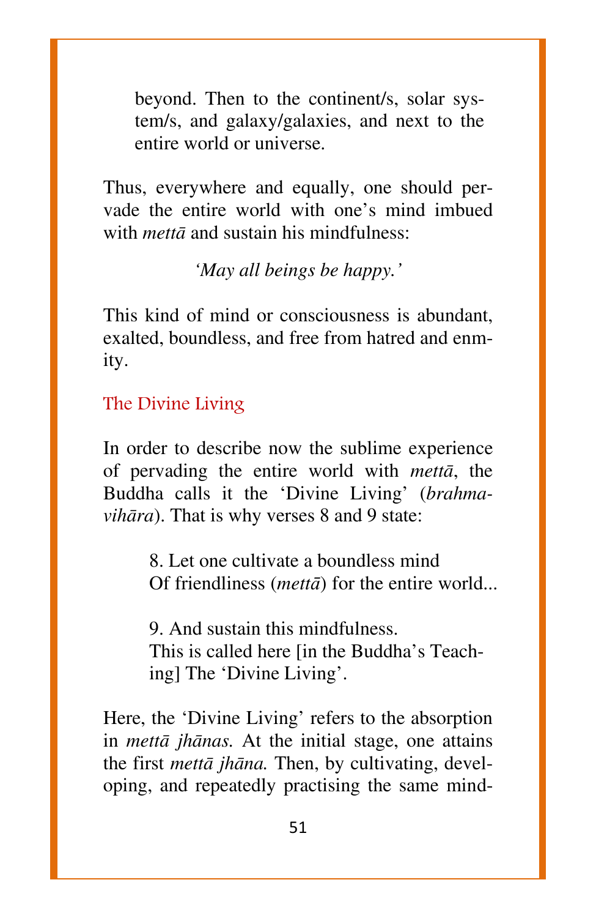> beyond. Then to the continent/s, solar system/s, and galaxy/galaxies, and next to the entire world or universe.

Thus, everywhere and equally, one should pervade the entire world with one's mind imbued with *mettā* and sustain his mindfulness:

*'May all beings be happy.'*

This kind of mind or consciousness is abundant, exalted, boundless, and free from hatred and enmity.

## The Divine Living

In order to describe now the sublime experience of pervading the entire world with *mettā*, the Buddha calls it the 'Divine Living' (*brahmavihāra*). That is why verses 8 and 9 state:

> 8. Let one cultivate a boundless mind
> Of friendliness (*mettā*) for the entire world...
>
> 9. And sustain this mindfulness.
> This is called here [in the Buddha's Teaching] The 'Divine Living'.

Here, the 'Divine Living' refers to the absorption in *mettā jhānas.* At the initial stage, one attains the first *mettā jhāna.* Then, by cultivating, developing, and repeatedly practising the same mind-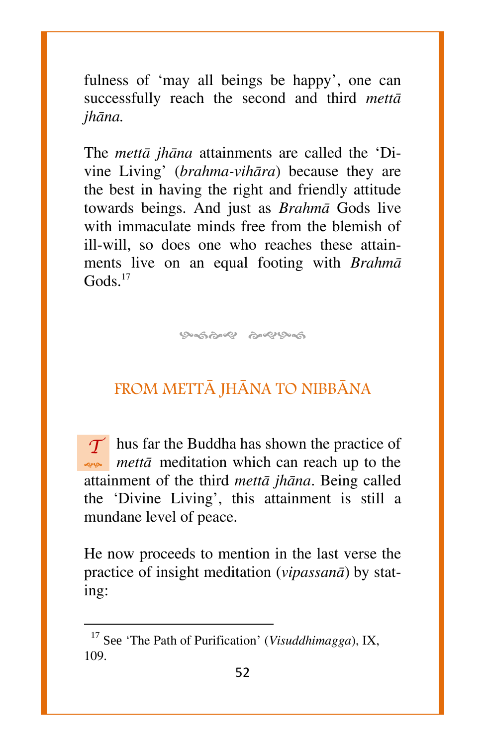fulness of ‘may all beings be happy’, one can successfully reach the second and third *mettā jhāna.*

The *mettā jhāna* attainments are called the ‘Divine Living’ (*brahma-vihāra*) because they are the best in having the right and friendly attitude towards beings. And just as *Brahmā* Gods live with immaculate minds free from the blemish of ill-will, so does one who reaches these attainments live on an equal footing with *Brahmā* Gods.[17]

## FROM METTĀ JHĀNA TO NIBBĀNA

Thus far the Buddha has shown the practice of *mettā* meditation which can reach up to the attainment of the third *mettā jhāna*. Being called the ‘Divine Living’, this attainment is still a mundane level of peace.

He now proceeds to mention in the last verse the practice of insight meditation (*vipassanā*) by stating:

---

[17] See ‘The Path of Purification’ (*Visuddhimagga*), IX, 109.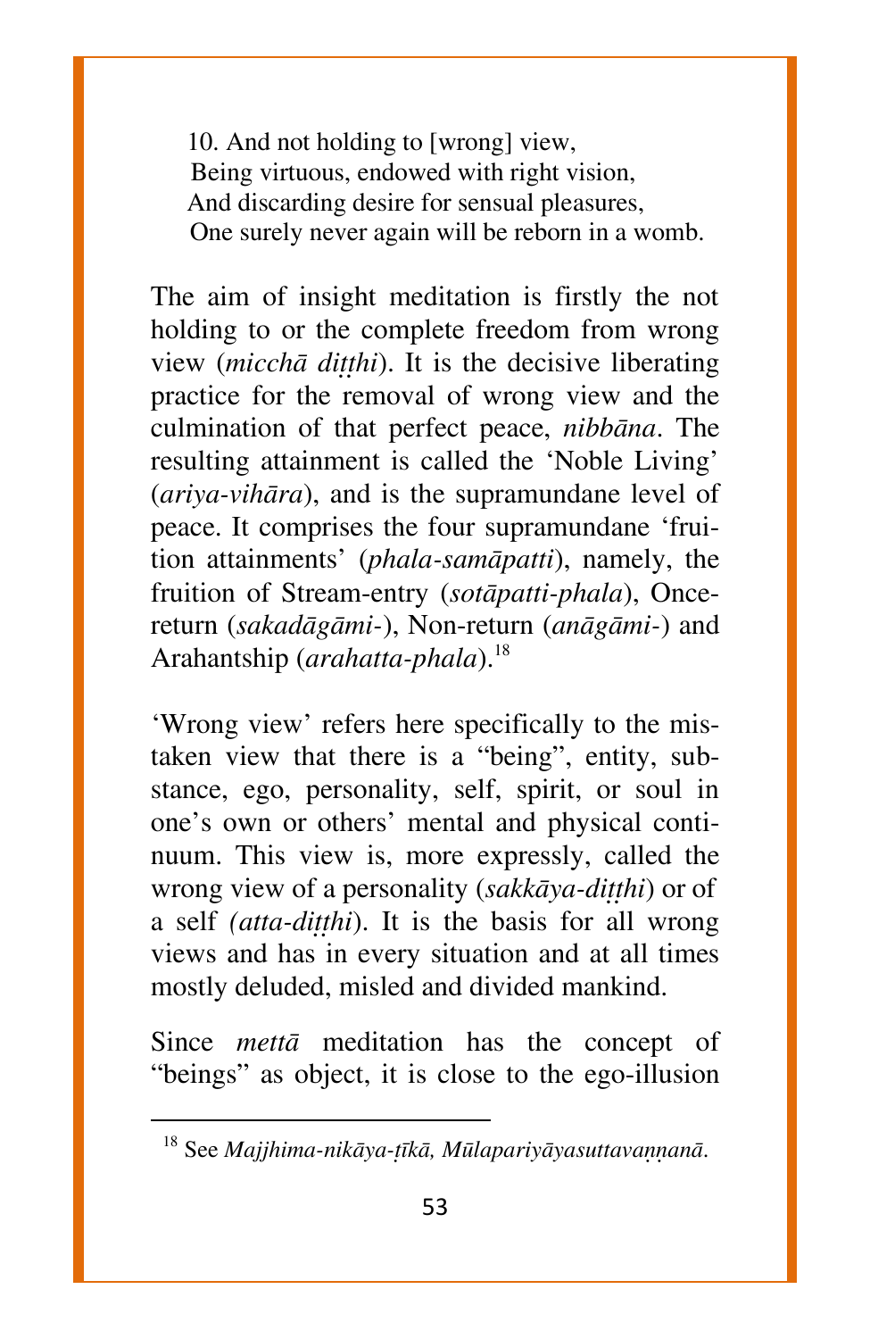> 10. And not holding to [wrong] view,
> Being virtuous, endowed with right vision,
> And discarding desire for sensual pleasures,
> One surely never again will be reborn in a womb.

The aim of insight meditation is firstly the not holding to or the complete freedom from wrong view (*micchā diṭṭhi*). It is the decisive liberating practice for the removal of wrong view and the culmination of that perfect peace, *nibbāna*. The resulting attainment is called the 'Noble Living' (*ariya-vihāra*), and is the supramundane level of peace. It comprises the four supramundane 'fruition attainments' (*phala-samāpatti*), namely, the fruition of Stream-entry (*sotāpatti-phala*), Once-return (*sakadāgāmi-*), Non-return (*anāgāmi-*) and Arahantship (*arahatta-phala*).[18]

'Wrong view' refers here specifically to the mistaken view that there is a "being", entity, substance, ego, personality, self, spirit, or soul in one's own or others' mental and physical continuum. This view is, more expressly, called the wrong view of a personality (*sakkāya-diṭṭhi*) or of a self (*atta-diṭṭhi*). It is the basis for all wrong views and has in every situation and at all times mostly deluded, misled and divided mankind.

Since *mettā* meditation has the concept of "beings" as object, it is close to the ego-illusion

---

[18] See *Majjhima-nikāya-ṭīkā, Mūlapariyāyasuttavaṇṇanā.*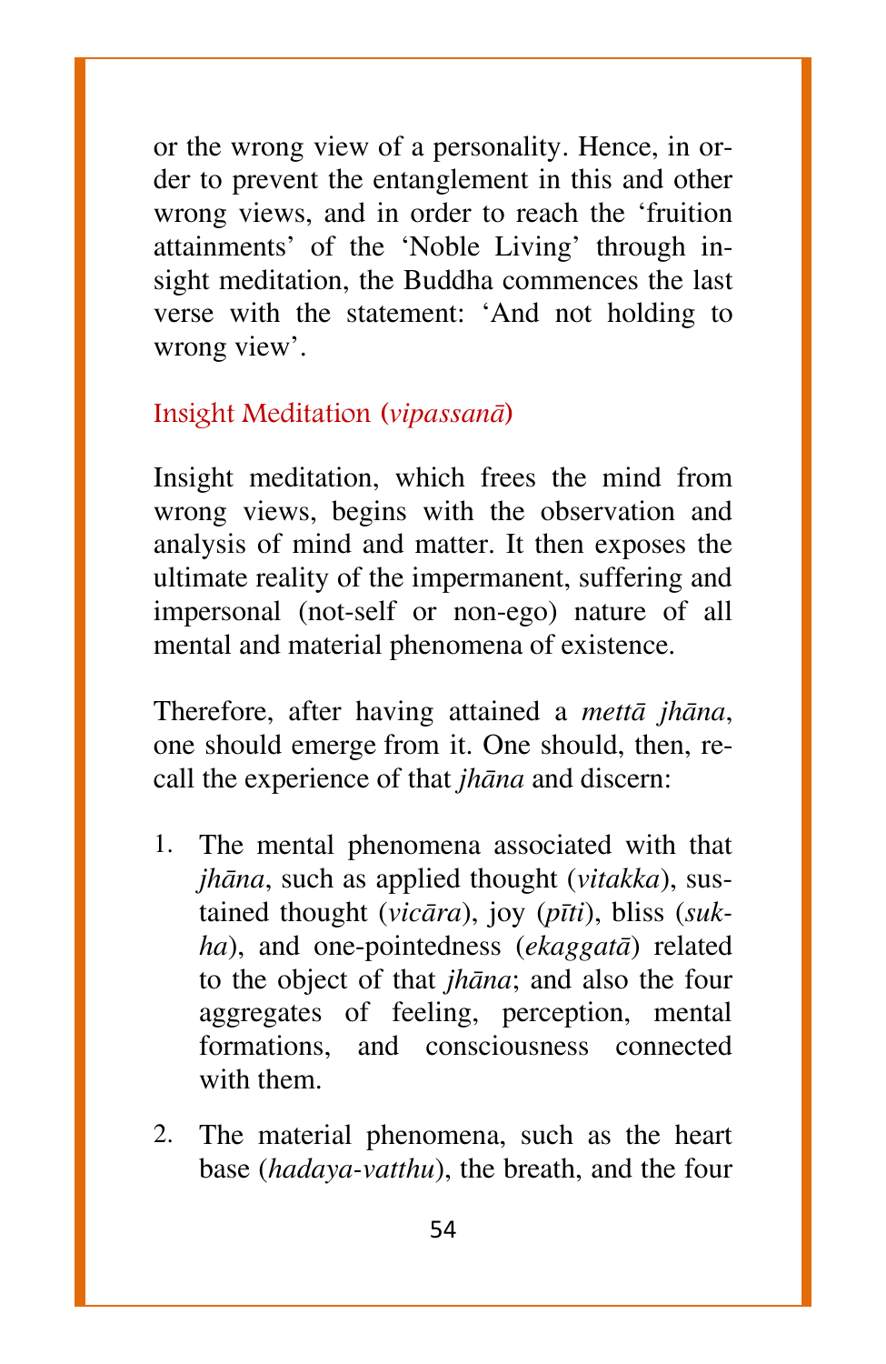or the wrong view of a personality. Hence, in order to prevent the entanglement in this and other wrong views, and in order to reach the 'fruition attainments' of the 'Noble Living' through insight meditation, the Buddha commences the last verse with the statement: 'And not holding to wrong view'.

## Insight Meditation (*vipassanā*)

Insight meditation, which frees the mind from wrong views, begins with the observation and analysis of mind and matter. It then exposes the ultimate reality of the impermanent, suffering and impersonal (not-self or non-ego) nature of all mental and material phenomena of existence.

Therefore, after having attained a *mettā jhāna*, one should emerge from it. One should, then, recall the experience of that *jhāna* and discern:

1. The mental phenomena associated with that *jhāna*, such as applied thought (*vitakka*), sustained thought (*vicāra*), joy (*pīti*), bliss (*sukha*), and one-pointedness (*ekaggatā*) related to the object of that *jhāna*; and also the four aggregates of feeling, perception, mental formations, and consciousness connected with them.

2. The material phenomena, such as the heart base (*hadaya-vatthu*), the breath, and the four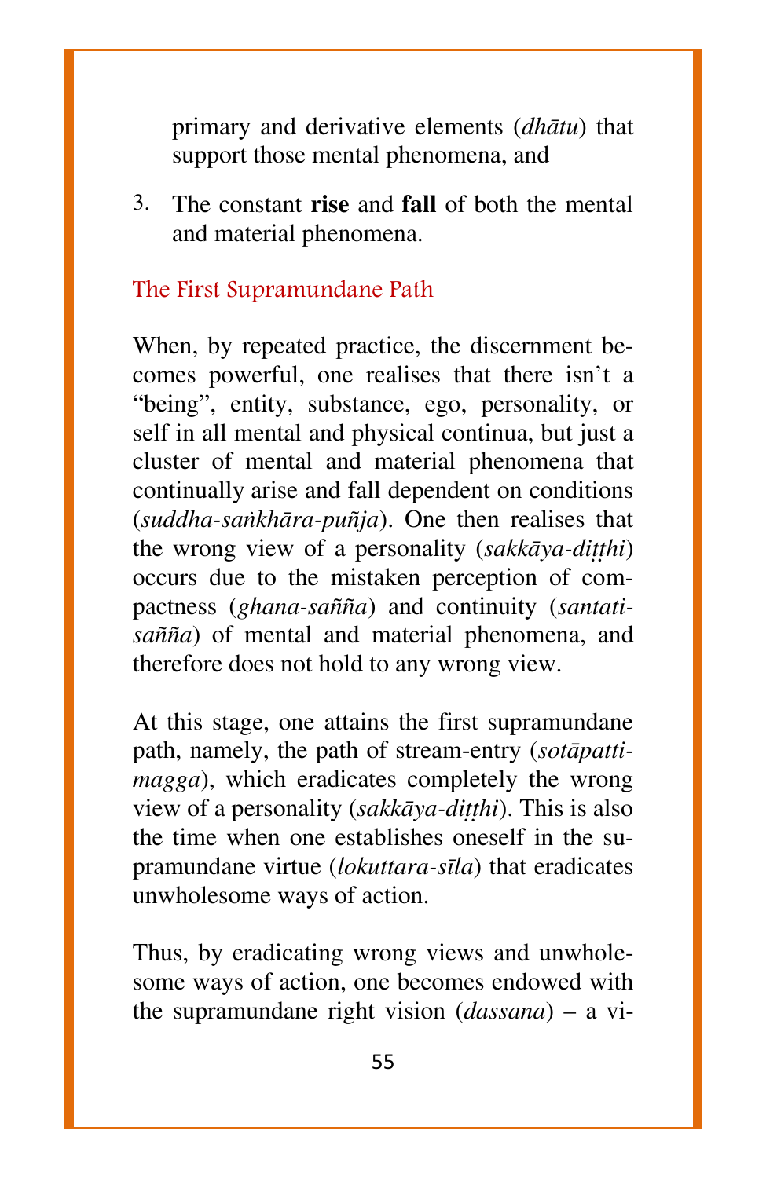primary and derivative elements (*dhātu*) that support those mental phenomena, and

3. The constant **rise** and **fall** of both the mental and material phenomena.

## The First Supramundane Path

When, by repeated practice, the discernment becomes powerful, one realises that there isn't a "being", entity, substance, ego, personality, or self in all mental and physical continua, but just a cluster of mental and material phenomena that continually arise and fall dependent on conditions (*suddha-saṅkhāra-puñja*). One then realises that the wrong view of a personality (*sakkāya-diṭṭhi*) occurs due to the mistaken perception of compactness (*ghana-sañña*) and continuity (*santati-sañña*) of mental and material phenomena, and therefore does not hold to any wrong view.

At this stage, one attains the first supramundane path, namely, the path of stream-entry (*sotāpatti-magga*), which eradicates completely the wrong view of a personality (*sakkāya-diṭṭhi*). This is also the time when one establishes oneself in the supramundane virtue (*lokuttara-sīla*) that eradicates unwholesome ways of action.

Thus, by eradicating wrong views and unwholesome ways of action, one becomes endowed with the supramundane right vision (*dassana*) – a vi-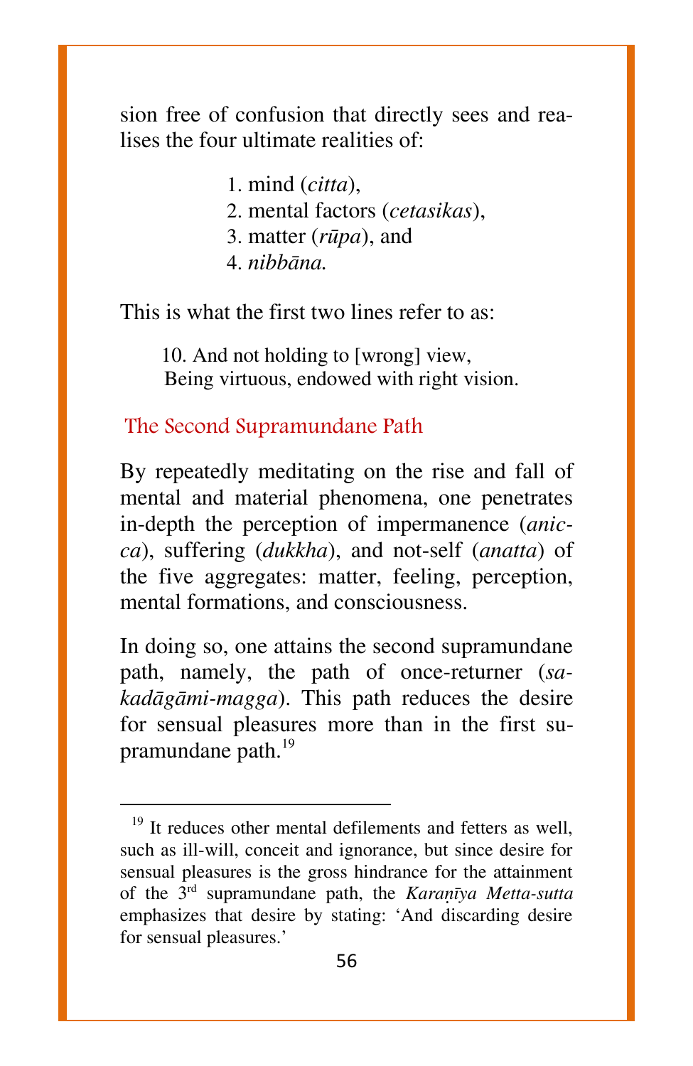sion free of confusion that directly sees and realises the four ultimate realities of:

1. mind (*citta*),
2. mental factors (*cetasikas*),
3. matter (*rūpa*), and
4. *nibbāna.*

This is what the first two lines refer to as:

> 10. And not holding to [wrong] view,
> Being virtuous, endowed with right vision.

## The Second Supramundane Path

By repeatedly meditating on the rise and fall of mental and material phenomena, one penetrates in-depth the perception of impermanence (*anicca*), suffering (*dukkha*), and not-self (*anatta*) of the five aggregates: matter, feeling, perception, mental formations, and consciousness.

In doing so, one attains the second supramundane path, namely, the path of once-returner (*sakadāgāmi-magga*). This path reduces the desire for sensual pleasures more than in the first supramundane path.[19]

---

[19] It reduces other mental defilements and fetters as well, such as ill-will, conceit and ignorance, but since desire for sensual pleasures is the gross hindrance for the attainment of the 3rd supramundane path, the *Karaṇīya Metta-sutta* emphasizes that desire by stating: 'And discarding desire for sensual pleasures.'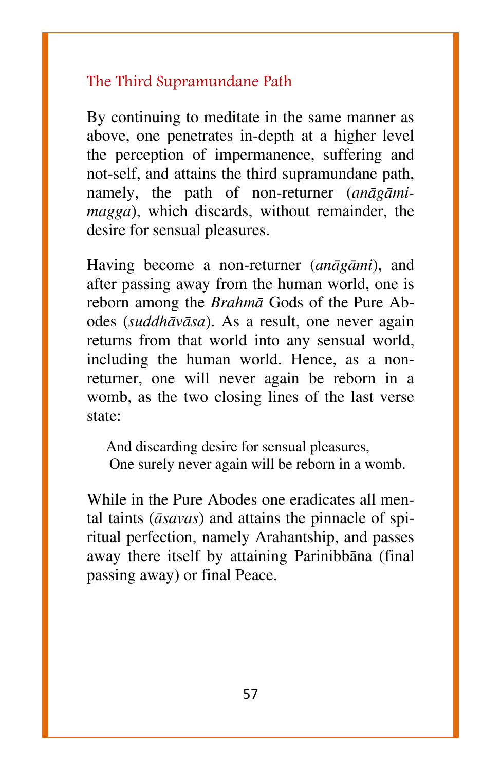## The Third Supramundane Path

By continuing to meditate in the same manner as above, one penetrates in-depth at a higher level the perception of impermanence, suffering and not-self, and attains the third supramundane path, namely, the path of non-returner (*anāgāmi-magga*), which discards, without remainder, the desire for sensual pleasures.

Having become a non-returner (*anāgāmi*), and after passing away from the human world, one is reborn among the *Brahmā* Gods of the Pure Abodes (*suddhāvāsa*). As a result, one never again returns from that world into any sensual world, including the human world. Hence, as a non-returner, one will never again be reborn in a womb, as the two closing lines of the last verse state:

> And discarding desire for sensual pleasures,
> One surely never again will be reborn in a womb.

While in the Pure Abodes one eradicates all mental taints (*āsavas*) and attains the pinnacle of spiritual perfection, namely Arahantship, and passes away there itself by attaining Parinibbāna (final passing away) or final Peace.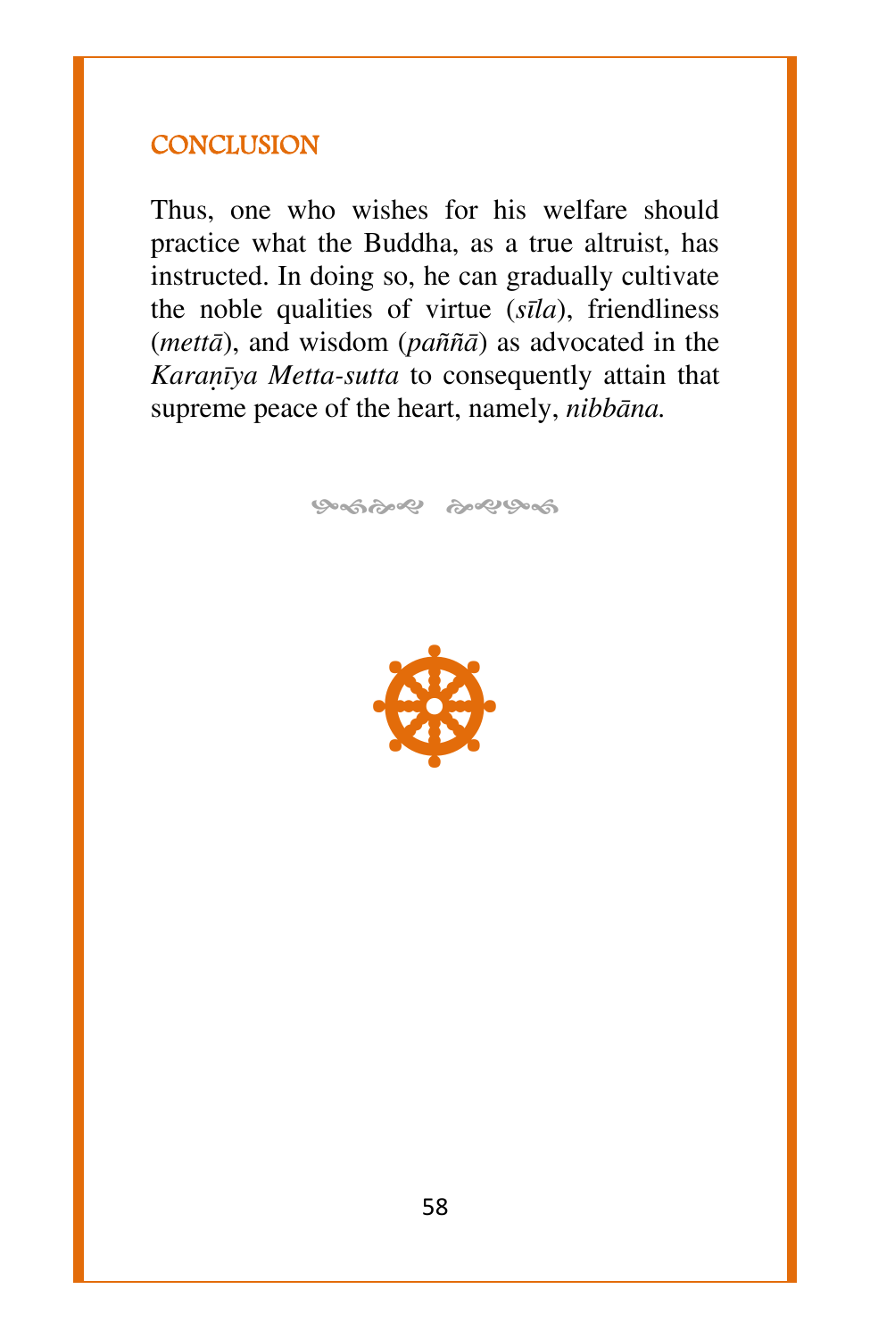## CONCLUSION

Thus, one who wishes for his welfare should practice what the Buddha, as a true altruist, has instructed. In doing so, he can gradually cultivate the noble qualities of virtue (*sīla*), friendliness (*mettā*), and wisdom (*paññā*) as advocated in the *Karaṇīya Metta-sutta* to consequently attain that supreme peace of the heart, namely, *nibbāna.*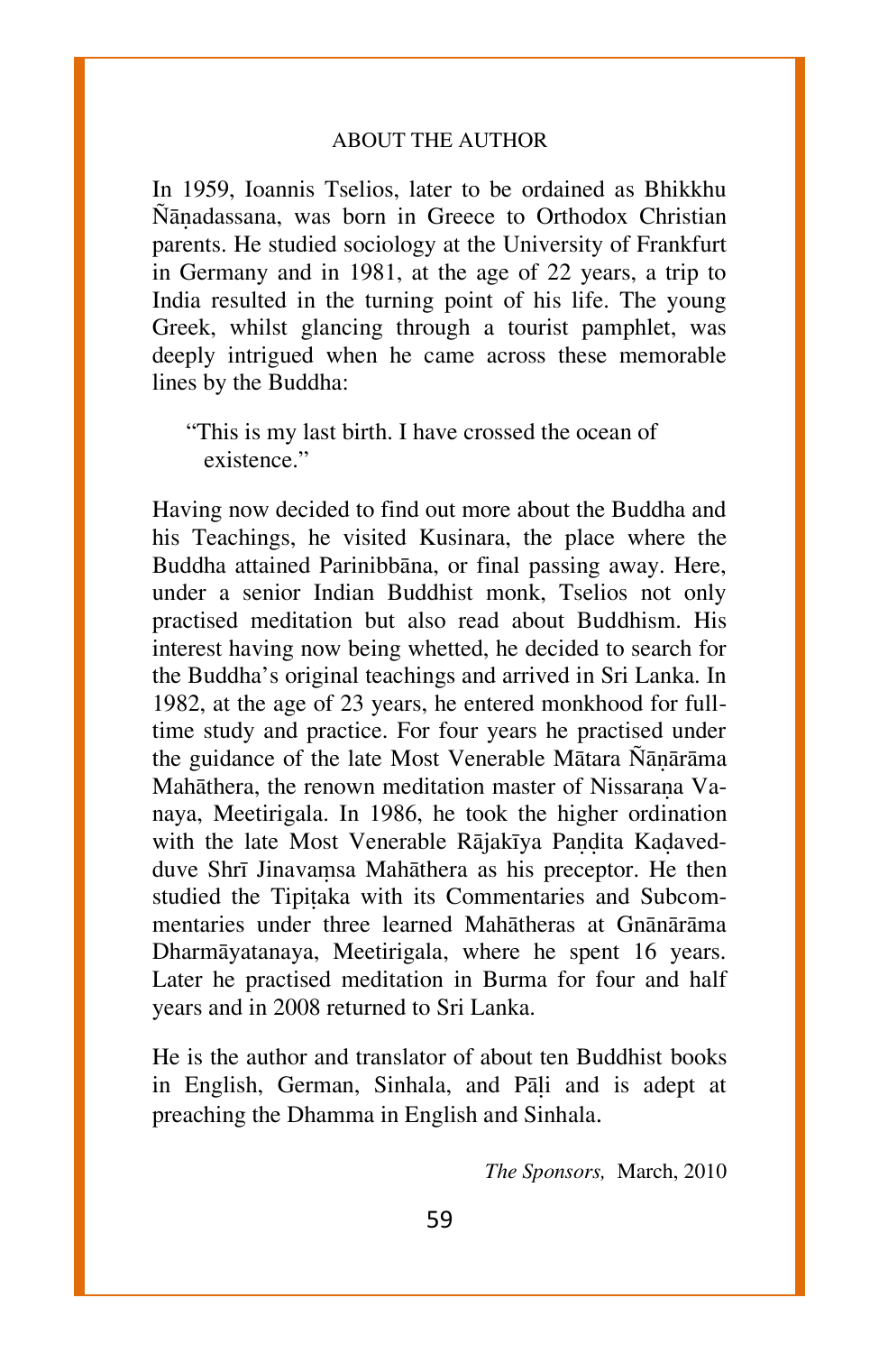# ABOUT THE AUTHOR

In 1959, Ioannis Tselios, later to be ordained as Bhikkhu Ñāṇadassana, was born in Greece to Orthodox Christian parents. He studied sociology at the University of Frankfurt in Germany and in 1981, at the age of 22 years, a trip to India resulted in the turning point of his life. The young Greek, whilst glancing through a tourist pamphlet, was deeply intrigued when he came across these memorable lines by the Buddha:

> "This is my last birth. I have crossed the ocean of existence."

Having now decided to find out more about the Buddha and his Teachings, he visited Kusinara, the place where the Buddha attained Parinibbāna, or final passing away. Here, under a senior Indian Buddhist monk, Tselios not only practised meditation but also read about Buddhism. His interest having now being whetted, he decided to search for the Buddha's original teachings and arrived in Sri Lanka. In 1982, at the age of 23 years, he entered monkhood for full-time study and practice. For four years he practised under the guidance of the late Most Venerable Mātara Ñāṇārāma Mahāthera, the renown meditation master of Nissaraṇa Vanaya, Meetirigala. In 1986, he took the higher ordination with the late Most Venerable Rājakīya Paṇḍita Kaḍaveddụve Shrī Jinavaṃsa Mahāthera as his preceptor. He then studied the Tipiṭaka with its Commentaries and Subcommentaries under three learned Mahātheras at Gnānārāma Dharmāyatanaya, Meetirigala, where he spent 16 years. Later he practised meditation in Burma for four and half years and in 2008 returned to Sri Lanka.

He is the author and translator of about ten Buddhist books in English, German, Sinhala, and Pāḷi and is adept at preaching the Dhamma in English and Sinhala.

*The Sponsors,* March, 2010